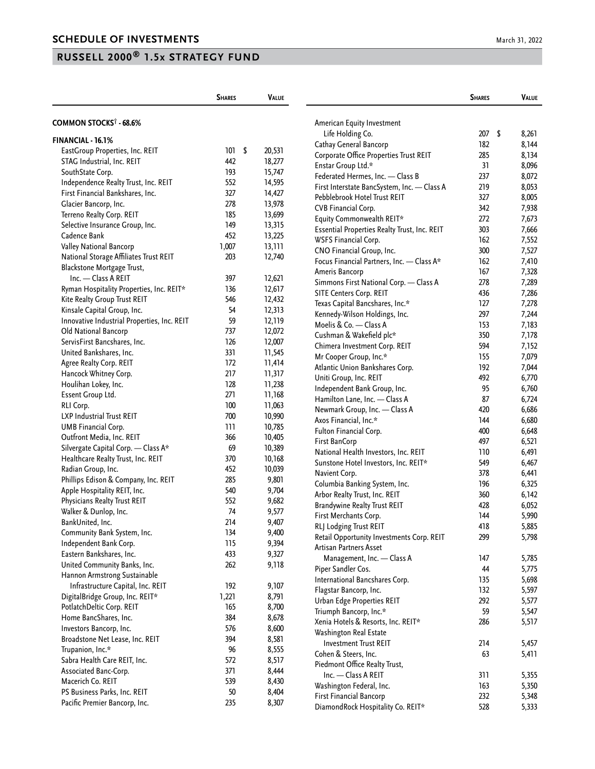## SCHEDULE OF INVESTMENTS

March 31, 2022

## RUSSELL 2000® 1.5x STRATEGY FUND

| | Shares | Value |
|---|---|---|
| **COMMON STOCKS† - 68.6%** | | |
| **FINANCIAL - 16.1%** | | |
| EastGroup Properties, Inc. REIT | 101 | $ 20,531 |
| STAG Industrial, Inc. REIT | 442 | 18,277 |
| SouthState Corp. | 193 | 15,747 |
| Independence Realty Trust, Inc. REIT | 552 | 14,595 |
| First Financial Bankshares, Inc. | 327 | 14,427 |
| Glacier Bancorp, Inc. | 278 | 13,978 |
| Terreno Realty Corp. REIT | 185 | 13,699 |
| Selective Insurance Group, Inc. | 149 | 13,315 |
| Cadence Bank | 452 | 13,225 |
| Valley National Bancorp | 1,007 | 13,111 |
| National Storage Affiliates Trust REIT | 203 | 12,740 |
| Blackstone Mortgage Trust, Inc. — Class A REIT | 397 | 12,621 |
| Ryman Hospitality Properties, Inc. REIT* | 136 | 12,617 |
| Kite Realty Group Trust REIT | 546 | 12,432 |
| Kinsale Capital Group, Inc. | 54 | 12,313 |
| Innovative Industrial Properties, Inc. REIT | 59 | 12,119 |
| Old National Bancorp | 737 | 12,072 |
| ServisFirst Bancshares, Inc. | 126 | 12,007 |
| United Bankshares, Inc. | 331 | 11,545 |
| Agree Realty Corp. REIT | 172 | 11,414 |
| Hancock Whitney Corp. | 217 | 11,317 |
| Houlihan Lokey, Inc. | 128 | 11,238 |
| Essent Group Ltd. | 271 | 11,168 |
| RLI Corp. | 100 | 11,063 |
| LXP Industrial Trust REIT | 700 | 10,990 |
| UMB Financial Corp. | 111 | 10,785 |
| Outfront Media, Inc. REIT | 366 | 10,405 |
| Silvergate Capital Corp. — Class A* | 69 | 10,389 |
| Healthcare Realty Trust, Inc. REIT | 370 | 10,168 |
| Radian Group, Inc. | 452 | 10,039 |
| Phillips Edison & Company, Inc. REIT | 285 | 9,801 |
| Apple Hospitality REIT, Inc. | 540 | 9,704 |
| Physicians Realty Trust REIT | 552 | 9,682 |
| Walker & Dunlop, Inc. | 74 | 9,577 |
| BankUnited, Inc. | 214 | 9,407 |
| Community Bank System, Inc. | 134 | 9,400 |
| Independent Bank Corp. | 115 | 9,394 |
| Eastern Bankshares, Inc. | 433 | 9,327 |
| United Community Banks, Inc. | 262 | 9,118 |
| Hannon Armstrong Sustainable Infrastructure Capital, Inc. REIT | 192 | 9,107 |
| DigitalBridge Group, Inc. REIT* | 1,221 | 8,791 |
| PotlatchDeltic Corp. REIT | 165 | 8,700 |
| Home BancShares, Inc. | 384 | 8,678 |
| Investors Bancorp, Inc. | 576 | 8,600 |
| Broadstone Net Lease, Inc. REIT | 394 | 8,581 |
| Trupanion, Inc.* | 96 | 8,555 |
| Sabra Health Care REIT, Inc. | 572 | 8,517 |
| Associated Banc-Corp. | 371 | 8,444 |
| Macerich Co. REIT | 539 | 8,430 |
| PS Business Parks, Inc. REIT | 50 | 8,404 |
| Pacific Premier Bancorp, Inc. | 235 | 8,307 |
| American Equity Investment Life Holding Co. | 207 | $ 8,261 |
| Cathay General Bancorp | 182 | 8,144 |
| Corporate Office Properties Trust REIT | 285 | 8,134 |
| Enstar Group Ltd.* | 31 | 8,096 |
| Federated Hermes, Inc. — Class B | 237 | 8,072 |
| First Interstate BancSystem, Inc. — Class A | 219 | 8,053 |
| Pebblebrook Hotel Trust REIT | 327 | 8,005 |
| CVB Financial Corp. | 342 | 7,938 |
| Equity Commonwealth REIT* | 272 | 7,673 |
| Essential Properties Realty Trust, Inc. REIT | 303 | 7,666 |
| WSFS Financial Corp. | 162 | 7,552 |
| CNO Financial Group, Inc. | 300 | 7,527 |
| Focus Financial Partners, Inc. — Class A* | 162 | 7,410 |
| Ameris Bancorp | 167 | 7,328 |
| Simmons First National Corp. — Class A | 278 | 7,289 |
| SITE Centers Corp. REIT | 436 | 7,286 |
| Texas Capital Bancshares, Inc.* | 127 | 7,278 |
| Kennedy-Wilson Holdings, Inc. | 297 | 7,244 |
| Moelis & Co. — Class A | 153 | 7,183 |
| Cushman & Wakefield plc* | 350 | 7,178 |
| Chimera Investment Corp. REIT | 594 | 7,152 |
| Mr Cooper Group, Inc.* | 155 | 7,079 |
| Atlantic Union Bankshares Corp. | 192 | 7,044 |
| Uniti Group, Inc. REIT | 492 | 6,770 |
| Independent Bank Group, Inc. | 95 | 6,760 |
| Hamilton Lane, Inc. — Class A | 87 | 6,724 |
| Newmark Group, Inc. — Class A | 420 | 6,686 |
| Axos Financial, Inc.* | 144 | 6,680 |
| Fulton Financial Corp. | 400 | 6,648 |
| First BanCorp | 497 | 6,521 |
| National Health Investors, Inc. REIT | 110 | 6,491 |
| Sunstone Hotel Investors, Inc. REIT* | 549 | 6,467 |
| Navient Corp. | 378 | 6,441 |
| Columbia Banking System, Inc. | 196 | 6,325 |
| Arbor Realty Trust, Inc. REIT | 360 | 6,142 |
| Brandywine Realty Trust REIT | 428 | 6,052 |
| First Merchants Corp. | 144 | 5,990 |
| RLJ Lodging Trust REIT | 418 | 5,885 |
| Retail Opportunity Investments Corp. REIT | 299 | 5,798 |
| Artisan Partners Asset Management, Inc. — Class A | 147 | 5,785 |
| Piper Sandler Cos. | 44 | 5,775 |
| International Bancshares Corp. | 135 | 5,698 |
| Flagstar Bancorp, Inc. | 132 | 5,597 |
| Urban Edge Properties REIT | 292 | 5,577 |
| Triumph Bancorp, Inc.* | 59 | 5,547 |
| Xenia Hotels & Resorts, Inc. REIT* | 286 | 5,517 |
| Washington Real Estate Investment Trust REIT | 214 | 5,457 |
| Cohen & Steers, Inc. | 63 | 5,411 |
| Piedmont Office Realty Trust, Inc. — Class A REIT | 311 | 5,355 |
| Washington Federal, Inc. | 163 | 5,350 |
| First Financial Bancorp | 232 | 5,348 |
| DiamondRock Hospitality Co. REIT* | 528 | 5,333 |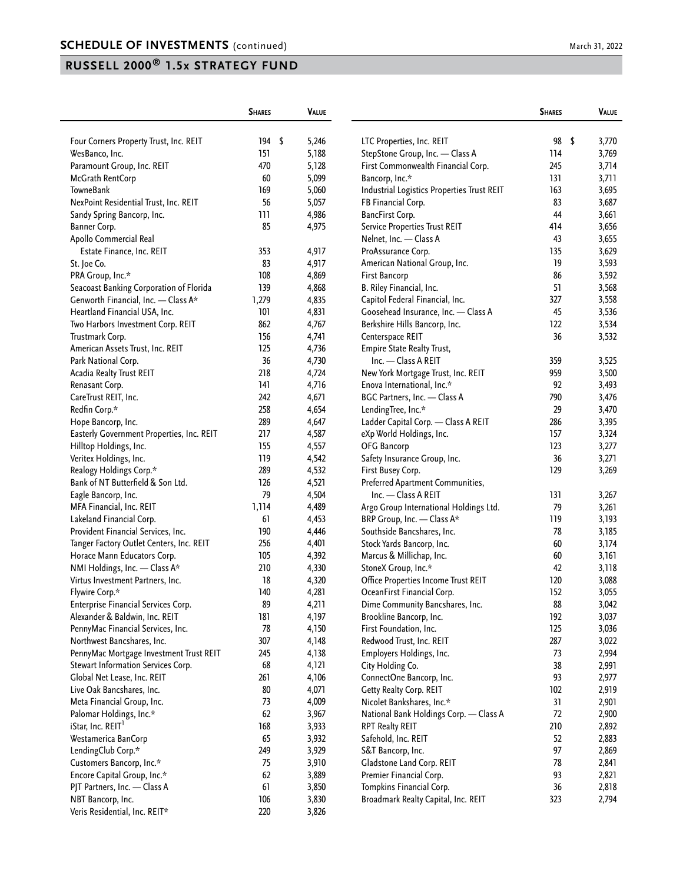## RUSSELL 2000® 1.5x STRATEGY FUND

| | Shares | Value |
|---|---|---|
| Four Corners Property Trust, Inc. REIT | 194 | $ 5,246 |
| WesBanco, Inc. | 151 | 5,188 |
| Paramount Group, Inc. REIT | 470 | 5,128 |
| McGrath RentCorp | 60 | 5,099 |
| TowneBank | 169 | 5,060 |
| NexPoint Residential Trust, Inc. REIT | 56 | 5,057 |
| Sandy Spring Bancorp, Inc. | 111 | 4,986 |
| Banner Corp. | 85 | 4,975 |
| Apollo Commercial Real Estate Finance, Inc. REIT | 353 | 4,917 |
| St. Joe Co. | 83 | 4,917 |
| PRA Group, Inc.* | 108 | 4,869 |
| Seacoast Banking Corporation of Florida | 139 | 4,868 |
| Genworth Financial, Inc. — Class A* | 1,279 | 4,835 |
| Heartland Financial USA, Inc. | 101 | 4,831 |
| Two Harbors Investment Corp. REIT | 862 | 4,767 |
| Trustmark Corp. | 156 | 4,741 |
| American Assets Trust, Inc. REIT | 125 | 4,736 |
| Park National Corp. | 36 | 4,730 |
| Acadia Realty Trust REIT | 218 | 4,724 |
| Renasant Corp. | 141 | 4,716 |
| CareTrust REIT, Inc. | 242 | 4,671 |
| Redfin Corp.* | 258 | 4,654 |
| Hope Bancorp, Inc. | 289 | 4,647 |
| Easterly Government Properties, Inc. REIT | 217 | 4,587 |
| Hilltop Holdings, Inc. | 155 | 4,557 |
| Veritex Holdings, Inc. | 119 | 4,542 |
| Realogy Holdings Corp.* | 289 | 4,532 |
| Bank of NT Butterfield & Son Ltd. | 126 | 4,521 |
| Eagle Bancorp, Inc. | 79 | 4,504 |
| MFA Financial, Inc. REIT | 1,114 | 4,489 |
| Lakeland Financial Corp. | 61 | 4,453 |
| Provident Financial Services, Inc. | 190 | 4,446 |
| Tanger Factory Outlet Centers, Inc. REIT | 256 | 4,401 |
| Horace Mann Educators Corp. | 105 | 4,392 |
| NMI Holdings, Inc. — Class A* | 210 | 4,330 |
| Virtus Investment Partners, Inc. | 18 | 4,320 |
| Flywire Corp.* | 140 | 4,281 |
| Enterprise Financial Services Corp. | 89 | 4,211 |
| Alexander & Baldwin, Inc. REIT | 181 | 4,197 |
| PennyMac Financial Services, Inc. | 78 | 4,150 |
| Northwest Bancshares, Inc. | 307 | 4,148 |
| PennyMac Mortgage Investment Trust REIT | 245 | 4,138 |
| Stewart Information Services Corp. | 68 | 4,121 |
| Global Net Lease, Inc. REIT | 261 | 4,106 |
| Live Oak Bancshares, Inc. | 80 | 4,071 |
| Meta Financial Group, Inc. | 73 | 4,009 |
| Palomar Holdings, Inc.* | 62 | 3,967 |
| iStar, Inc. REIT[1] | 168 | 3,933 |
| Westamerica BanCorp | 65 | 3,932 |
| LendingClub Corp.* | 249 | 3,929 |
| Customers Bancorp, Inc.* | 75 | 3,910 |
| Encore Capital Group, Inc.* | 62 | 3,889 |
| PJT Partners, Inc. — Class A | 61 | 3,850 |
| NBT Bancorp, Inc. | 106 | 3,830 |
| Veris Residential, Inc. REIT* | 220 | 3,826 |
| LTC Properties, Inc. REIT | 98 | $ 3,770 |
| StepStone Group, Inc. — Class A | 114 | 3,769 |
| First Commonwealth Financial Corp. | 245 | 3,714 |
| Bancorp, Inc.* | 131 | 3,711 |
| Industrial Logistics Properties Trust REIT | 163 | 3,695 |
| FB Financial Corp. | 83 | 3,687 |
| BancFirst Corp. | 44 | 3,661 |
| Service Properties Trust REIT | 414 | 3,656 |
| Nelnet, Inc. — Class A | 43 | 3,655 |
| ProAssurance Corp. | 135 | 3,629 |
| American National Group, Inc. | 19 | 3,593 |
| First Bancorp | 86 | 3,592 |
| B. Riley Financial, Inc. | 51 | 3,568 |
| Capitol Federal Financial, Inc. | 327 | 3,558 |
| Goosehead Insurance, Inc. — Class A | 45 | 3,536 |
| Berkshire Hills Bancorp, Inc. | 122 | 3,534 |
| Centerspace REIT | 36 | 3,532 |
| Empire State Realty Trust, Inc. — Class A REIT | 359 | 3,525 |
| New York Mortgage Trust, Inc. REIT | 959 | 3,500 |
| Enova International, Inc.* | 92 | 3,493 |
| BGC Partners, Inc. — Class A | 790 | 3,476 |
| LendingTree, Inc.* | 29 | 3,470 |
| Ladder Capital Corp. — Class A REIT | 286 | 3,395 |
| eXp World Holdings, Inc. | 157 | 3,324 |
| OFG Bancorp | 123 | 3,277 |
| Safety Insurance Group, Inc. | 36 | 3,271 |
| First Busey Corp. | 129 | 3,269 |
| Preferred Apartment Communities, Inc. — Class A REIT | 131 | 3,267 |
| Argo Group International Holdings Ltd. | 79 | 3,261 |
| BRP Group, Inc. — Class A* | 119 | 3,193 |
| Southside Bancshares, Inc. | 78 | 3,185 |
| Stock Yards Bancorp, Inc. | 60 | 3,174 |
| Marcus & Millichap, Inc. | 60 | 3,161 |
| StoneX Group, Inc.* | 42 | 3,118 |
| Office Properties Income Trust REIT | 120 | 3,088 |
| OceanFirst Financial Corp. | 152 | 3,055 |
| Dime Community Bancshares, Inc. | 88 | 3,042 |
| Brookline Bancorp, Inc. | 192 | 3,037 |
| First Foundation, Inc. | 125 | 3,036 |
| Redwood Trust, Inc. REIT | 287 | 3,022 |
| Employers Holdings, Inc. | 73 | 2,994 |
| City Holding Co. | 38 | 2,991 |
| ConnectOne Bancorp, Inc. | 93 | 2,977 |
| Getty Realty Corp. REIT | 102 | 2,919 |
| Nicolet Bankshares, Inc.* | 31 | 2,901 |
| National Bank Holdings Corp. — Class A | 72 | 2,900 |
| RPT Realty REIT | 210 | 2,892 |
| Safehold, Inc. REIT | 52 | 2,883 |
| S&T Bancorp, Inc. | 97 | 2,869 |
| Gladstone Land Corp. REIT | 78 | 2,841 |
| Premier Financial Corp. | 93 | 2,821 |
| Tompkins Financial Corp. | 36 | 2,818 |
| Broadmark Realty Capital, Inc. REIT | 323 | 2,794 |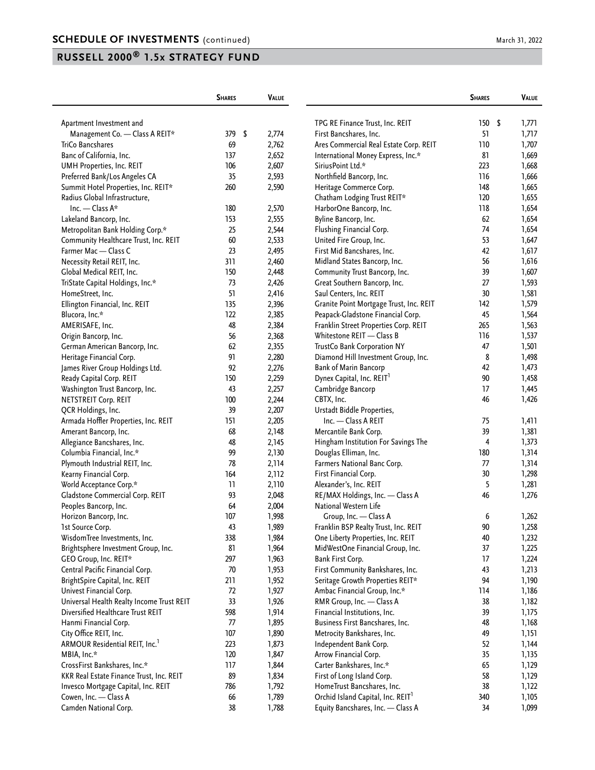## SCHEDULE OF INVESTMENTS (continued)

## RUSSELL 2000® 1.5x STRATEGY FUND

| | Shares | Value |
|---|---|---|
| Apartment Investment and Management Co. — Class A REIT* | 379 | $ 2,774 |
| TriCo Bancshares | 69 | 2,762 |
| Banc of California, Inc. | 137 | 2,652 |
| UMH Properties, Inc. REIT | 106 | 2,607 |
| Preferred Bank/Los Angeles CA | 35 | 2,593 |
| Summit Hotel Properties, Inc. REIT* | 260 | 2,590 |
| Radius Global Infrastructure, Inc. — Class A* | 180 | 2,570 |
| Lakeland Bancorp, Inc. | 153 | 2,555 |
| Metropolitan Bank Holding Corp.* | 25 | 2,544 |
| Community Healthcare Trust, Inc. REIT | 60 | 2,533 |
| Farmer Mac — Class C | 23 | 2,495 |
| Necessity Retail REIT, Inc. | 311 | 2,460 |
| Global Medical REIT, Inc. | 150 | 2,448 |
| TriState Capital Holdings, Inc.* | 73 | 2,426 |
| HomeStreet, Inc. | 51 | 2,416 |
| Ellington Financial, Inc. REIT | 135 | 2,396 |
| Blucora, Inc.* | 122 | 2,385 |
| AMERISAFE, Inc. | 48 | 2,384 |
| Origin Bancorp, Inc. | 56 | 2,368 |
| German American Bancorp, Inc. | 62 | 2,355 |
| Heritage Financial Corp. | 91 | 2,280 |
| James River Group Holdings Ltd. | 92 | 2,276 |
| Ready Capital Corp. REIT | 150 | 2,259 |
| Washington Trust Bancorp, Inc. | 43 | 2,257 |
| NETSTREIT Corp. REIT | 100 | 2,244 |
| QCR Holdings, Inc. | 39 | 2,207 |
| Armada Hoffler Properties, Inc. REIT | 151 | 2,205 |
| Amerant Bancorp, Inc. | 68 | 2,148 |
| Allegiance Bancshares, Inc. | 48 | 2,145 |
| Columbia Financial, Inc.* | 99 | 2,130 |
| Plymouth Industrial REIT, Inc. | 78 | 2,114 |
| Kearny Financial Corp. | 164 | 2,112 |
| World Acceptance Corp.* | 11 | 2,110 |
| Gladstone Commercial Corp. REIT | 93 | 2,048 |
| Peoples Bancorp, Inc. | 64 | 2,004 |
| Horizon Bancorp, Inc. | 107 | 1,998 |
| 1st Source Corp. | 43 | 1,989 |
| WisdomTree Investments, Inc. | 338 | 1,984 |
| Brightsphere Investment Group, Inc. | 81 | 1,964 |
| GEO Group, Inc. REIT* | 297 | 1,963 |
| Central Pacific Financial Corp. | 70 | 1,953 |
| BrightSpire Capital, Inc. REIT | 211 | 1,952 |
| Univest Financial Corp. | 72 | 1,927 |
| Universal Health Realty Income Trust REIT | 33 | 1,926 |
| Diversified Healthcare Trust REIT | 598 | 1,914 |
| Hanmi Financial Corp. | 77 | 1,895 |
| City Office REIT, Inc. | 107 | 1,890 |
| ARMOUR Residential REIT, Inc.[1] | 223 | 1,873 |
| MBIA, Inc.* | 120 | 1,847 |
| CrossFirst Bankshares, Inc.* | 117 | 1,844 |
| KKR Real Estate Finance Trust, Inc. REIT | 89 | 1,834 |
| Invesco Mortgage Capital, Inc. REIT | 786 | 1,792 |
| Cowen, Inc. — Class A | 66 | 1,789 |
| Camden National Corp. | 38 | 1,788 |
| TPG RE Finance Trust, Inc. REIT | 150 | $ 1,771 |
| First Bancshares, Inc. | 51 | 1,717 |
| Ares Commercial Real Estate Corp. REIT | 110 | 1,707 |
| International Money Express, Inc.* | 81 | 1,669 |
| SiriusPoint Ltd.* | 223 | 1,668 |
| Northfield Bancorp, Inc. | 116 | 1,666 |
| Heritage Commerce Corp. | 148 | 1,665 |
| Chatham Lodging Trust REIT* | 120 | 1,655 |
| HarborOne Bancorp, Inc. | 118 | 1,654 |
| Byline Bancorp, Inc. | 62 | 1,654 |
| Flushing Financial Corp. | 74 | 1,654 |
| United Fire Group, Inc. | 53 | 1,647 |
| First Mid Bancshares, Inc. | 42 | 1,617 |
| Midland States Bancorp, Inc. | 56 | 1,616 |
| Community Trust Bancorp, Inc. | 39 | 1,607 |
| Great Southern Bancorp, Inc. | 27 | 1,593 |
| Saul Centers, Inc. REIT | 30 | 1,581 |
| Granite Point Mortgage Trust, Inc. REIT | 142 | 1,579 |
| Peapack-Gladstone Financial Corp. | 45 | 1,564 |
| Franklin Street Properties Corp. REIT | 265 | 1,563 |
| Whitestone REIT — Class B | 116 | 1,537 |
| TrustCo Bank Corporation NY | 47 | 1,501 |
| Diamond Hill Investment Group, Inc. | 8 | 1,498 |
| Bank of Marin Bancorp | 42 | 1,473 |
| Dynex Capital, Inc. REIT[1] | 90 | 1,458 |
| Cambridge Bancorp | 17 | 1,445 |
| CBTX, Inc. | 46 | 1,426 |
| Urstadt Biddle Properties, Inc. — Class A REIT | 75 | 1,411 |
| Mercantile Bank Corp. | 39 | 1,381 |
| Hingham Institution For Savings The | 4 | 1,373 |
| Douglas Elliman, Inc. | 180 | 1,314 |
| Farmers National Banc Corp. | 77 | 1,314 |
| First Financial Corp. | 30 | 1,298 |
| Alexander's, Inc. REIT | 5 | 1,281 |
| RE/MAX Holdings, Inc. — Class A | 46 | 1,276 |
| National Western Life Group, Inc. — Class A | 6 | 1,262 |
| Franklin BSP Realty Trust, Inc. REIT | 90 | 1,258 |
| One Liberty Properties, Inc. REIT | 40 | 1,232 |
| MidWestOne Financial Group, Inc. | 37 | 1,225 |
| Bank First Corp. | 17 | 1,224 |
| First Community Bankshares, Inc. | 43 | 1,213 |
| Seritage Growth Properties REIT* | 94 | 1,190 |
| Ambac Financial Group, Inc.* | 114 | 1,186 |
| RMR Group, Inc. — Class A | 38 | 1,182 |
| Financial Institutions, Inc. | 39 | 1,175 |
| Business First Bancshares, Inc. | 48 | 1,168 |
| Metrocity Bankshares, Inc. | 49 | 1,151 |
| Independent Bank Corp. | 52 | 1,144 |
| Arrow Financial Corp. | 35 | 1,135 |
| Carter Bankshares, Inc.* | 65 | 1,129 |
| First of Long Island Corp. | 58 | 1,129 |
| HomeTrust Bancshares, Inc. | 38 | 1,122 |
| Orchid Island Capital, Inc. REIT[1] | 340 | 1,105 |
| Equity Bancshares, Inc. — Class A | 34 | 1,099 |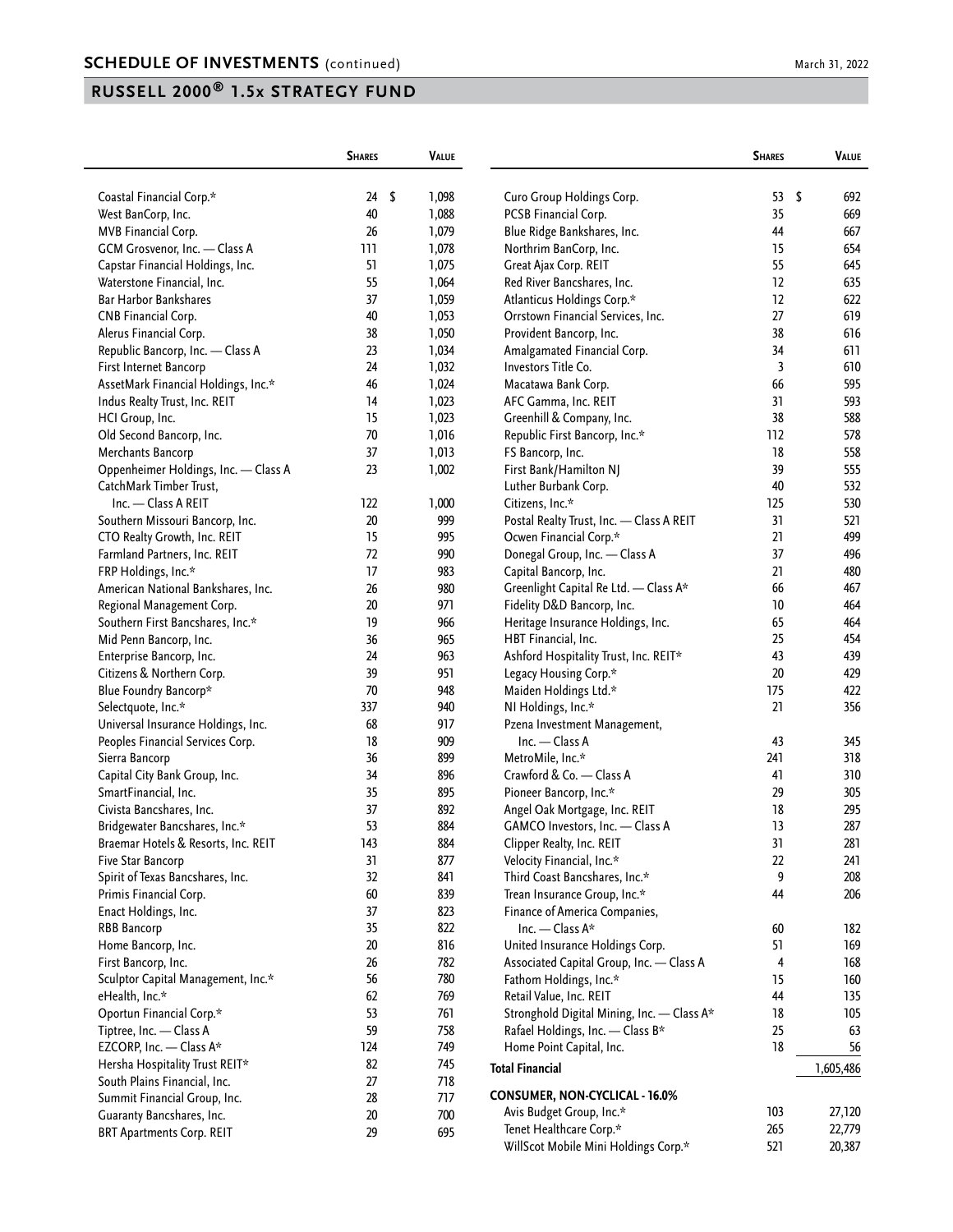## SCHEDULE OF INVESTMENTS (continued)

March 31, 2022

## RUSSELL 2000® 1.5x STRATEGY FUND

| | Shares | Value |
|---|---|---|
| Coastal Financial Corp.* | 24 | $ 1,098 |
| West BanCorp, Inc. | 40 | 1,088 |
| MVB Financial Corp. | 26 | 1,079 |
| GCM Grosvenor, Inc. — Class A | 111 | 1,078 |
| Capstar Financial Holdings, Inc. | 51 | 1,075 |
| Waterstone Financial, Inc. | 55 | 1,064 |
| Bar Harbor Bankshares | 37 | 1,059 |
| CNB Financial Corp. | 40 | 1,053 |
| Alerus Financial Corp. | 38 | 1,050 |
| Republic Bancorp, Inc. — Class A | 23 | 1,034 |
| First Internet Bancorp | 24 | 1,032 |
| AssetMark Financial Holdings, Inc.* | 46 | 1,024 |
| Indus Realty Trust, Inc. REIT | 14 | 1,023 |
| HCI Group, Inc. | 15 | 1,023 |
| Old Second Bancorp, Inc. | 70 | 1,016 |
| Merchants Bancorp | 37 | 1,013 |
| Oppenheimer Holdings, Inc. — Class A | 23 | 1,002 |
| CatchMark Timber Trust, Inc. — Class A REIT | 122 | 1,000 |
| Southern Missouri Bancorp, Inc. | 20 | 999 |
| CTO Realty Growth, Inc. REIT | 15 | 995 |
| Farmland Partners, Inc. REIT | 72 | 990 |
| FRP Holdings, Inc.* | 17 | 983 |
| American National Bankshares, Inc. | 26 | 980 |
| Regional Management Corp. | 20 | 971 |
| Southern First Bancshares, Inc.* | 19 | 966 |
| Mid Penn Bancorp, Inc. | 36 | 965 |
| Enterprise Bancorp, Inc. | 24 | 963 |
| Citizens & Northern Corp. | 39 | 951 |
| Blue Foundry Bancorp* | 70 | 948 |
| Selectquote, Inc.* | 337 | 940 |
| Universal Insurance Holdings, Inc. | 68 | 917 |
| Peoples Financial Services Corp. | 18 | 909 |
| Sierra Bancorp | 36 | 899 |
| Capital City Bank Group, Inc. | 34 | 896 |
| SmartFinancial, Inc. | 35 | 895 |
| Civista Bancshares, Inc. | 37 | 892 |
| Bridgewater Bancshares, Inc.* | 53 | 884 |
| Braemar Hotels & Resorts, Inc. REIT | 143 | 884 |
| Five Star Bancorp | 31 | 877 |
| Spirit of Texas Bancshares, Inc. | 32 | 841 |
| Primis Financial Corp. | 60 | 839 |
| Enact Holdings, Inc. | 37 | 823 |
| RBB Bancorp | 35 | 822 |
| Home Bancorp, Inc. | 20 | 816 |
| First Bancorp, Inc. | 26 | 782 |
| Sculptor Capital Management, Inc.* | 56 | 780 |
| eHealth, Inc.* | 62 | 769 |
| Oportun Financial Corp.* | 53 | 761 |
| Tiptree, Inc. — Class A | 59 | 758 |
| EZCORP, Inc. — Class A* | 124 | 749 |
| Hersha Hospitality Trust REIT* | 82 | 745 |
| South Plains Financial, Inc. | 27 | 718 |
| Summit Financial Group, Inc. | 28 | 717 |
| Guaranty Bancshares, Inc. | 20 | 700 |
| BRT Apartments Corp. REIT | 29 | 695 |
| Curo Group Holdings Corp. | 53 | $ 692 |
| PCSB Financial Corp. | 35 | 669 |
| Blue Ridge Bankshares, Inc. | 44 | 667 |
| Northrim BanCorp, Inc. | 15 | 654 |
| Great Ajax Corp. REIT | 55 | 645 |
| Red River Bancshares, Inc. | 12 | 635 |
| Atlanticus Holdings Corp.* | 12 | 622 |
| Orrstown Financial Services, Inc. | 27 | 619 |
| Provident Bancorp, Inc. | 38 | 616 |
| Amalgamated Financial Corp. | 34 | 611 |
| Investors Title Co. | 3 | 610 |
| Macatawa Bank Corp. | 66 | 595 |
| AFC Gamma, Inc. REIT | 31 | 593 |
| Greenhill & Company, Inc. | 38 | 588 |
| Republic First Bancorp, Inc.* | 112 | 578 |
| FS Bancorp, Inc. | 18 | 558 |
| First Bank/Hamilton NJ | 39 | 555 |
| Luther Burbank Corp. | 40 | 532 |
| Citizens, Inc.* | 125 | 530 |
| Postal Realty Trust, Inc. — Class A REIT | 31 | 521 |
| Ocwen Financial Corp.* | 21 | 499 |
| Donegal Group, Inc. — Class A | 37 | 496 |
| Capital Bancorp, Inc. | 21 | 480 |
| Greenlight Capital Re Ltd. — Class A* | 66 | 467 |
| Fidelity D&D Bancorp, Inc. | 10 | 464 |
| Heritage Insurance Holdings, Inc. | 65 | 464 |
| HBT Financial, Inc. | 25 | 454 |
| Ashford Hospitality Trust, Inc. REIT* | 43 | 439 |
| Legacy Housing Corp.* | 20 | 429 |
| Maiden Holdings Ltd.* | 175 | 422 |
| NI Holdings, Inc.* | 21 | 356 |
| Pzena Investment Management, Inc. — Class A | 43 | 345 |
| MetroMile, Inc.* | 241 | 318 |
| Crawford & Co. — Class A | 41 | 310 |
| Pioneer Bancorp, Inc.* | 29 | 305 |
| Angel Oak Mortgage, Inc. REIT | 18 | 295 |
| GAMCO Investors, Inc. — Class A | 13 | 287 |
| Clipper Realty, Inc. REIT | 31 | 281 |
| Velocity Financial, Inc.* | 22 | 241 |
| Third Coast Bancshares, Inc.* | 9 | 208 |
| Trean Insurance Group, Inc.* | 44 | 206 |
| Finance of America Companies, Inc. — Class A* | 60 | 182 |
| United Insurance Holdings Corp. | 51 | 169 |
| Associated Capital Group, Inc. — Class A | 4 | 168 |
| Fathom Holdings, Inc.* | 15 | 160 |
| Retail Value, Inc. REIT | 44 | 135 |
| Stronghold Digital Mining, Inc. — Class A* | 18 | 105 |
| Rafael Holdings, Inc. — Class B* | 25 | 63 |
| Home Point Capital, Inc. | 18 | 56 |
| **Total Financial** | | 1,605,486 |
| **CONSUMER, NON-CYCLICAL - 16.0%** | | |
| Avis Budget Group, Inc.* | 103 | 27,120 |
| Tenet Healthcare Corp.* | 265 | 22,779 |
| WillScot Mobile Mini Holdings Corp.* | 521 | 20,387 |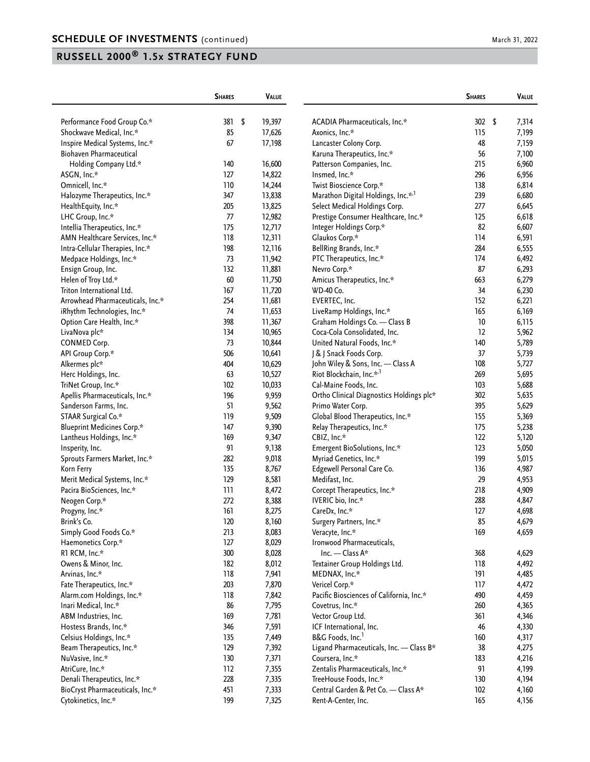## SCHEDULE OF INVESTMENTS (continued)

March 31, 2022

## RUSSELL 2000® 1.5x STRATEGY FUND

| | Shares | Value |
|---|---|---|
| Performance Food Group Co.* | 381 | $ 19,397 |
| Shockwave Medical, Inc.* | 85 | 17,626 |
| Inspire Medical Systems, Inc.* | 67 | 17,198 |
| Biohaven Pharmaceutical Holding Company Ltd.* | 140 | 16,600 |
| ASGN, Inc.* | 127 | 14,822 |
| Omnicell, Inc.* | 110 | 14,244 |
| Halozyme Therapeutics, Inc.* | 347 | 13,838 |
| HealthEquity, Inc.* | 205 | 13,825 |
| LHC Group, Inc.* | 77 | 12,982 |
| Intellia Therapeutics, Inc.* | 175 | 12,717 |
| AMN Healthcare Services, Inc.* | 118 | 12,311 |
| Intra-Cellular Therapies, Inc.* | 198 | 12,116 |
| Medpace Holdings, Inc.* | 73 | 11,942 |
| Ensign Group, Inc. | 132 | 11,881 |
| Helen of Troy Ltd.* | 60 | 11,750 |
| Triton International Ltd. | 167 | 11,720 |
| Arrowhead Pharmaceuticals, Inc.* | 254 | 11,681 |
| iRhythm Technologies, Inc.* | 74 | 11,653 |
| Option Care Health, Inc.* | 398 | 11,367 |
| LivaNova plc* | 134 | 10,965 |
| CONMED Corp. | 73 | 10,844 |
| API Group Corp.* | 506 | 10,641 |
| Alkermes plc* | 404 | 10,629 |
| Herc Holdings, Inc. | 63 | 10,527 |
| TriNet Group, Inc.* | 102 | 10,033 |
| Apellis Pharmaceuticals, Inc.* | 196 | 9,959 |
| Sanderson Farms, Inc. | 51 | 9,562 |
| STAAR Surgical Co.* | 119 | 9,509 |
| Blueprint Medicines Corp.* | 147 | 9,390 |
| Lantheus Holdings, Inc.* | 169 | 9,347 |
| Insperity, Inc. | 91 | 9,138 |
| Sprouts Farmers Market, Inc.* | 282 | 9,018 |
| Korn Ferry | 135 | 8,767 |
| Merit Medical Systems, Inc.* | 129 | 8,581 |
| Pacira BioSciences, Inc.* | 111 | 8,472 |
| Neogen Corp.* | 272 | 8,388 |
| Progyny, Inc.* | 161 | 8,275 |
| Brink's Co. | 120 | 8,160 |
| Simply Good Foods Co.* | 213 | 8,083 |
| Haemonetics Corp.* | 127 | 8,029 |
| R1 RCM, Inc.* | 300 | 8,028 |
| Owens & Minor, Inc. | 182 | 8,012 |
| Arvinas, Inc.* | 118 | 7,941 |
| Fate Therapeutics, Inc.* | 203 | 7,870 |
| Alarm.com Holdings, Inc.* | 118 | 7,842 |
| Inari Medical, Inc.* | 86 | 7,795 |
| ABM Industries, Inc. | 169 | 7,781 |
| Hostess Brands, Inc.* | 346 | 7,591 |
| Celsius Holdings, Inc.* | 135 | 7,449 |
| Beam Therapeutics, Inc.* | 129 | 7,392 |
| NuVasive, Inc.* | 130 | 7,371 |
| AtriCure, Inc.* | 112 | 7,355 |
| Denali Therapeutics, Inc.* | 228 | 7,335 |
| BioCryst Pharmaceuticals, Inc.* | 451 | 7,333 |
| Cytokinetics, Inc.* | 199 | 7,325 |
| ACADIA Pharmaceuticals, Inc.* | 302 | $ 7,314 |
| Axonics, Inc.* | 115 | 7,199 |
| Lancaster Colony Corp. | 48 | 7,159 |
| Karuna Therapeutics, Inc.* | 56 | 7,100 |
| Patterson Companies, Inc. | 215 | 6,960 |
| Insmed, Inc.* | 296 | 6,956 |
| Twist Bioscience Corp.* | 138 | 6,814 |
| Marathon Digital Holdings, Inc.*,[1] | 239 | 6,680 |
| Select Medical Holdings Corp. | 277 | 6,645 |
| Prestige Consumer Healthcare, Inc.* | 125 | 6,618 |
| Integer Holdings Corp.* | 82 | 6,607 |
| Glaukos Corp.* | 114 | 6,591 |
| BellRing Brands, Inc.* | 284 | 6,555 |
| PTC Therapeutics, Inc.* | 174 | 6,492 |
| Nevro Corp.* | 87 | 6,293 |
| Amicus Therapeutics, Inc.* | 663 | 6,279 |
| WD-40 Co. | 34 | 6,230 |
| EVERTEC, Inc. | 152 | 6,221 |
| LiveRamp Holdings, Inc.* | 165 | 6,169 |
| Graham Holdings Co. — Class B | 10 | 6,115 |
| Coca-Cola Consolidated, Inc. | 12 | 5,962 |
| United Natural Foods, Inc.* | 140 | 5,789 |
| J & J Snack Foods Corp. | 37 | 5,739 |
| John Wiley & Sons, Inc. — Class A | 108 | 5,727 |
| Riot Blockchain, Inc.*,[1] | 269 | 5,695 |
| Cal-Maine Foods, Inc. | 103 | 5,688 |
| Ortho Clinical Diagnostics Holdings plc* | 302 | 5,635 |
| Primo Water Corp. | 395 | 5,629 |
| Global Blood Therapeutics, Inc.* | 155 | 5,369 |
| Relay Therapeutics, Inc.* | 175 | 5,238 |
| CBIZ, Inc.* | 122 | 5,120 |
| Emergent BioSolutions, Inc.* | 123 | 5,050 |
| Myriad Genetics, Inc.* | 199 | 5,015 |
| Edgewell Personal Care Co. | 136 | 4,987 |
| Medifast, Inc. | 29 | 4,953 |
| Corcept Therapeutics, Inc.* | 218 | 4,909 |
| IVERIC bio, Inc.* | 288 | 4,847 |
| CareDx, Inc.* | 127 | 4,698 |
| Surgery Partners, Inc.* | 85 | 4,679 |
| Veracyte, Inc.* | 169 | 4,659 |
| Ironwood Pharmaceuticals, Inc. — Class A* | 368 | 4,629 |
| Textainer Group Holdings Ltd. | 118 | 4,492 |
| MEDNAX, Inc.* | 191 | 4,485 |
| Vericel Corp.* | 117 | 4,472 |
| Pacific Biosciences of California, Inc.* | 490 | 4,459 |
| Covetrus, Inc.* | 260 | 4,365 |
| Vector Group Ltd. | 361 | 4,346 |
| ICF International, Inc. | 46 | 4,330 |
| B&G Foods, Inc.[1] | 160 | 4,317 |
| Ligand Pharmaceuticals, Inc. — Class B* | 38 | 4,275 |
| Coursera, Inc.* | 183 | 4,216 |
| Zentalis Pharmaceuticals, Inc.* | 91 | 4,199 |
| TreeHouse Foods, Inc.* | 130 | 4,194 |
| Central Garden & Pet Co. — Class A* | 102 | 4,160 |
| Rent-A-Center, Inc. | 165 | 4,156 |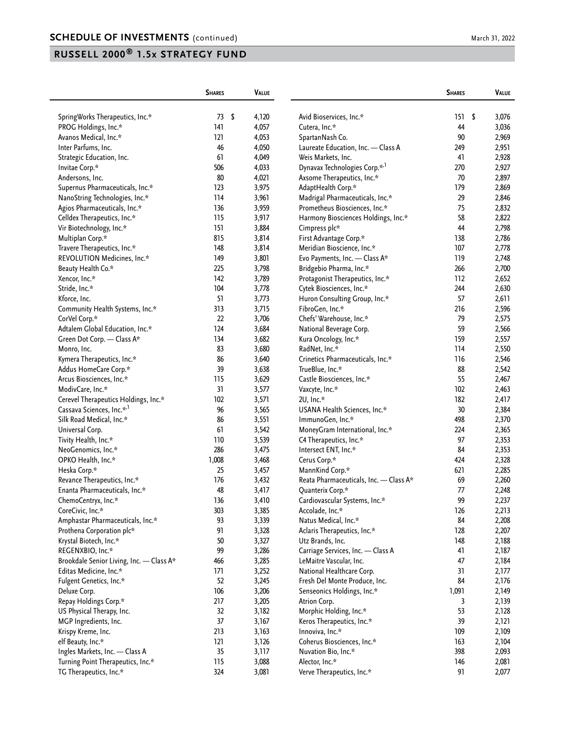## SCHEDULE OF INVESTMENTS (continued)

March 31, 2022

## RUSSELL 2000® 1.5x STRATEGY FUND

| | Shares | Value |
|---|---|---|
| SpringWorks Therapeutics, Inc.* | 73 | $ 4,120 |
| PROG Holdings, Inc.* | 141 | 4,057 |
| Avanos Medical, Inc.* | 121 | 4,053 |
| Inter Parfums, Inc. | 46 | 4,050 |
| Strategic Education, Inc. | 61 | 4,049 |
| Invitae Corp.* | 506 | 4,033 |
| Andersons, Inc. | 80 | 4,021 |
| Supernus Pharmaceuticals, Inc.* | 123 | 3,975 |
| NanoString Technologies, Inc.* | 114 | 3,961 |
| Agios Pharmaceuticals, Inc.* | 136 | 3,959 |
| Celldex Therapeutics, Inc.* | 115 | 3,917 |
| Vir Biotechnology, Inc.* | 151 | 3,884 |
| Multiplan Corp.* | 815 | 3,814 |
| Travere Therapeutics, Inc.* | 148 | 3,814 |
| REVOLUTION Medicines, Inc.* | 149 | 3,801 |
| Beauty Health Co.* | 225 | 3,798 |
| Xencor, Inc.* | 142 | 3,789 |
| Stride, Inc.* | 104 | 3,778 |
| Kforce, Inc. | 51 | 3,773 |
| Community Health Systems, Inc.* | 313 | 3,715 |
| CorVel Corp.* | 22 | 3,706 |
| Adtalem Global Education, Inc.* | 124 | 3,684 |
| Green Dot Corp. — Class A* | 134 | 3,682 |
| Monro, Inc. | 83 | 3,680 |
| Kymera Therapeutics, Inc.* | 86 | 3,640 |
| Addus HomeCare Corp.* | 39 | 3,638 |
| Arcus Biosciences, Inc.* | 115 | 3,629 |
| ModivCare, Inc.* | 31 | 3,577 |
| Cerevel Therapeutics Holdings, Inc.* | 102 | 3,571 |
| Cassava Sciences, Inc.*,[1] | 96 | 3,565 |
| Silk Road Medical, Inc.* | 86 | 3,551 |
| Universal Corp. | 61 | 3,542 |
| Tivity Health, Inc.* | 110 | 3,539 |
| NeoGenomics, Inc.* | 286 | 3,475 |
| OPKO Health, Inc.* | 1,008 | 3,468 |
| Heska Corp.* | 25 | 3,457 |
| Revance Therapeutics, Inc.* | 176 | 3,432 |
| Enanta Pharmaceuticals, Inc.* | 48 | 3,417 |
| ChemoCentryx, Inc.* | 136 | 3,410 |
| CoreCivic, Inc.* | 303 | 3,385 |
| Amphastar Pharmaceuticals, Inc.* | 93 | 3,339 |
| Prothena Corporation plc* | 91 | 3,328 |
| Krystal Biotech, Inc.* | 50 | 3,327 |
| REGENXBIO, Inc.* | 99 | 3,286 |
| Brookdale Senior Living, Inc. — Class A* | 466 | 3,285 |
| Editas Medicine, Inc.* | 171 | 3,252 |
| Fulgent Genetics, Inc.* | 52 | 3,245 |
| Deluxe Corp. | 106 | 3,206 |
| Repay Holdings Corp.* | 217 | 3,205 |
| US Physical Therapy, Inc. | 32 | 3,182 |
| MGP Ingredients, Inc. | 37 | 3,167 |
| Krispy Kreme, Inc. | 213 | 3,163 |
| elf Beauty, Inc.* | 121 | 3,126 |
| Ingles Markets, Inc. — Class A | 35 | 3,117 |
| Turning Point Therapeutics, Inc.* | 115 | 3,088 |
| TG Therapeutics, Inc.* | 324 | 3,081 |
| Avid Bioservices, Inc.* | 151 | $ 3,076 |
| Cutera, Inc.* | 44 | 3,036 |
| SpartanNash Co. | 90 | 2,969 |
| Laureate Education, Inc. — Class A | 249 | 2,951 |
| Weis Markets, Inc. | 41 | 2,928 |
| Dynavax Technologies Corp.*,[1] | 270 | 2,927 |
| Axsome Therapeutics, Inc.* | 70 | 2,897 |
| AdaptHealth Corp.* | 179 | 2,869 |
| Madrigal Pharmaceuticals, Inc.* | 29 | 2,846 |
| Prometheus Biosciences, Inc.* | 75 | 2,832 |
| Harmony Biosciences Holdings, Inc.* | 58 | 2,822 |
| Cimpress plc* | 44 | 2,798 |
| First Advantage Corp.* | 138 | 2,786 |
| Meridian Bioscience, Inc.* | 107 | 2,778 |
| Evo Payments, Inc. — Class A* | 119 | 2,748 |
| Bridgebio Pharma, Inc.* | 266 | 2,700 |
| Protagonist Therapeutics, Inc.* | 112 | 2,652 |
| Cytek Biosciences, Inc.* | 244 | 2,630 |
| Huron Consulting Group, Inc.* | 57 | 2,611 |
| FibroGen, Inc.* | 216 | 2,596 |
| Chefs' Warehouse, Inc.* | 79 | 2,575 |
| National Beverage Corp. | 59 | 2,566 |
| Kura Oncology, Inc.* | 159 | 2,557 |
| RadNet, Inc.* | 114 | 2,550 |
| Crinetics Pharmaceuticals, Inc.* | 116 | 2,546 |
| TrueBlue, Inc.* | 88 | 2,542 |
| Castle Biosciences, Inc.* | 55 | 2,467 |
| Vaxcyte, Inc.* | 102 | 2,463 |
| 2U, Inc.* | 182 | 2,417 |
| USANA Health Sciences, Inc.* | 30 | 2,384 |
| ImmunoGen, Inc.* | 498 | 2,370 |
| MoneyGram International, Inc.* | 224 | 2,365 |
| C4 Therapeutics, Inc.* | 97 | 2,353 |
| Intersect ENT, Inc.* | 84 | 2,353 |
| Cerus Corp.* | 424 | 2,328 |
| MannKind Corp.* | 621 | 2,285 |
| Reata Pharmaceuticals, Inc. — Class A* | 69 | 2,260 |
| Quanterix Corp.* | 77 | 2,248 |
| Cardiovascular Systems, Inc.* | 99 | 2,237 |
| Accolade, Inc.* | 126 | 2,213 |
| Natus Medical, Inc.* | 84 | 2,208 |
| Aclaris Therapeutics, Inc.* | 128 | 2,207 |
| Utz Brands, Inc. | 148 | 2,188 |
| Carriage Services, Inc. — Class A | 41 | 2,187 |
| LeMaitre Vascular, Inc. | 47 | 2,184 |
| National Healthcare Corp. | 31 | 2,177 |
| Fresh Del Monte Produce, Inc. | 84 | 2,176 |
| Senseonics Holdings, Inc.* | 1,091 | 2,149 |
| Atrion Corp. | 3 | 2,139 |
| Morphic Holding, Inc.* | 53 | 2,128 |
| Keros Therapeutics, Inc.* | 39 | 2,121 |
| Innoviva, Inc.* | 109 | 2,109 |
| Coherus Biosciences, Inc.* | 163 | 2,104 |
| Nuvation Bio, Inc.* | 398 | 2,093 |
| Alector, Inc.* | 146 | 2,081 |
| Verve Therapeutics, Inc.* | 91 | 2,077 |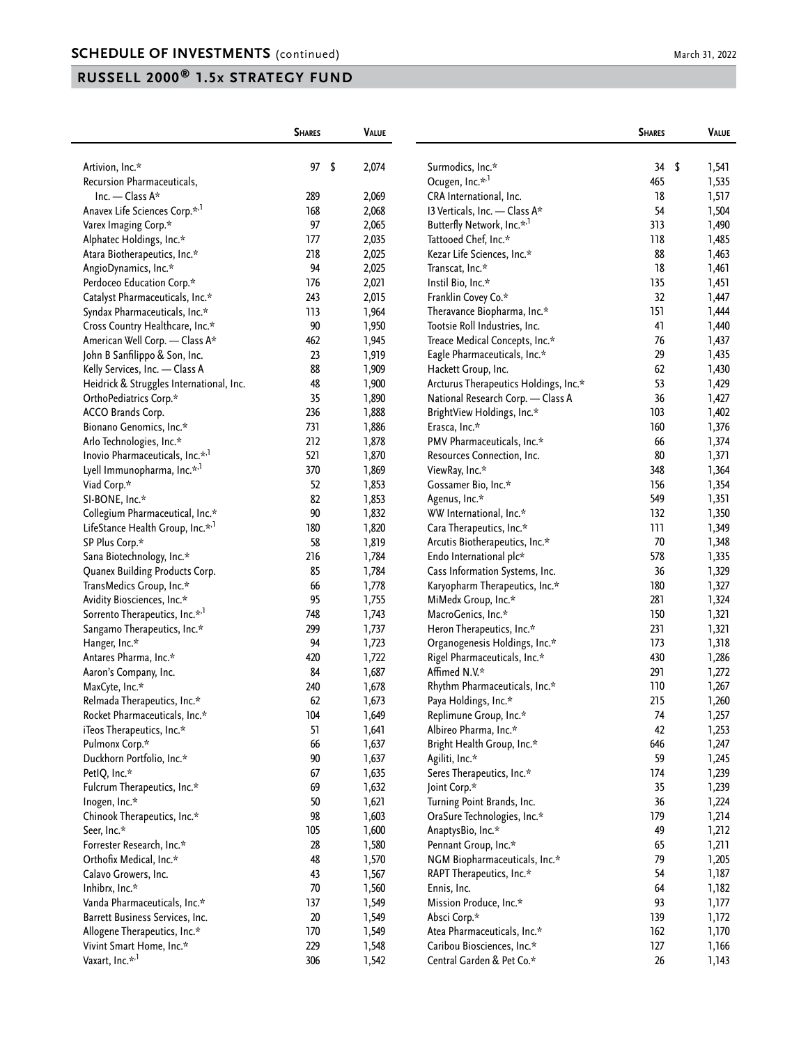## SCHEDULE OF INVESTMENTS (continued)

March 31, 2022

## RUSSELL 2000® 1.5x STRATEGY FUND

| | Shares | Value |
|---|---|---|
| Artivion, Inc.* | 97 | $ 2,074 |
| Recursion Pharmaceuticals, Inc. — Class A* | 289 | 2,069 |
| Anavex Life Sciences Corp.*,1 | 168 | 2,068 |
| Varex Imaging Corp.* | 97 | 2,065 |
| Alphatec Holdings, Inc.* | 177 | 2,035 |
| Atara Biotherapeutics, Inc.* | 218 | 2,025 |
| AngioDynamics, Inc.* | 94 | 2,025 |
| Perdoceo Education Corp.* | 176 | 2,021 |
| Catalyst Pharmaceuticals, Inc.* | 243 | 2,015 |
| Syndax Pharmaceuticals, Inc.* | 113 | 1,964 |
| Cross Country Healthcare, Inc.* | 90 | 1,950 |
| American Well Corp. — Class A* | 462 | 1,945 |
| John B Sanfilippo & Son, Inc. | 23 | 1,919 |
| Kelly Services, Inc. — Class A | 88 | 1,909 |
| Heidrick & Struggles International, Inc. | 48 | 1,900 |
| OrthoPediatrics Corp.* | 35 | 1,890 |
| ACCO Brands Corp. | 236 | 1,888 |
| Bionano Genomics, Inc.* | 731 | 1,886 |
| Arlo Technologies, Inc.* | 212 | 1,878 |
| Inovio Pharmaceuticals, Inc.*,1 | 521 | 1,870 |
| Lyell Immunopharma, Inc.*,1 | 370 | 1,869 |
| Viad Corp.* | 52 | 1,853 |
| SI-BONE, Inc.* | 82 | 1,853 |
| Collegium Pharmaceutical, Inc.* | 90 | 1,832 |
| LifeStance Health Group, Inc.*,1 | 180 | 1,820 |
| SP Plus Corp.* | 58 | 1,819 |
| Sana Biotechnology, Inc.* | 216 | 1,784 |
| Quanex Building Products Corp. | 85 | 1,784 |
| TransMedics Group, Inc.* | 66 | 1,778 |
| Avidity Biosciences, Inc.* | 95 | 1,755 |
| Sorrento Therapeutics, Inc.*,1 | 748 | 1,743 |
| Sangamo Therapeutics, Inc.* | 299 | 1,737 |
| Hanger, Inc.* | 94 | 1,723 |
| Antares Pharma, Inc.* | 420 | 1,722 |
| Aaron's Company, Inc. | 84 | 1,687 |
| MaxCyte, Inc.* | 240 | 1,678 |
| Relmada Therapeutics, Inc.* | 62 | 1,673 |
| Rocket Pharmaceuticals, Inc.* | 104 | 1,649 |
| iTeos Therapeutics, Inc.* | 51 | 1,641 |
| Pulmonx Corp.* | 66 | 1,637 |
| Duckhorn Portfolio, Inc.* | 90 | 1,637 |
| PetIQ, Inc.* | 67 | 1,635 |
| Fulcrum Therapeutics, Inc.* | 69 | 1,632 |
| Inogen, Inc.* | 50 | 1,621 |
| Chinook Therapeutics, Inc.* | 98 | 1,603 |
| Seer, Inc.* | 105 | 1,600 |
| Forrester Research, Inc.* | 28 | 1,580 |
| Orthofix Medical, Inc.* | 48 | 1,570 |
| Calavo Growers, Inc. | 43 | 1,567 |
| Inhibrx, Inc.* | 70 | 1,560 |
| Vanda Pharmaceuticals, Inc.* | 137 | 1,549 |
| Barrett Business Services, Inc. | 20 | 1,549 |
| Allogene Therapeutics, Inc.* | 170 | 1,549 |
| Vivint Smart Home, Inc.* | 229 | 1,548 |
| Vaxart, Inc.*,1 | 306 | 1,542 |
| Surmodics, Inc.* | 34 | $ 1,541 |
| Ocugen, Inc.*,1 | 465 | 1,535 |
| CRA International, Inc. | 18 | 1,517 |
| I3 Verticals, Inc. — Class A* | 54 | 1,504 |
| Butterfly Network, Inc.*,1 | 313 | 1,490 |
| Tattooed Chef, Inc.* | 118 | 1,485 |
| Kezar Life Sciences, Inc.* | 88 | 1,463 |
| Transcat, Inc.* | 18 | 1,461 |
| Instil Bio, Inc.* | 135 | 1,451 |
| Franklin Covey Co.* | 32 | 1,447 |
| Theravance Biopharma, Inc.* | 151 | 1,444 |
| Tootsie Roll Industries, Inc. | 41 | 1,440 |
| Treace Medical Concepts, Inc.* | 76 | 1,437 |
| Eagle Pharmaceuticals, Inc.* | 29 | 1,435 |
| Hackett Group, Inc. | 62 | 1,430 |
| Arcturus Therapeutics Holdings, Inc.* | 53 | 1,429 |
| National Research Corp. — Class A | 36 | 1,427 |
| BrightView Holdings, Inc.* | 103 | 1,402 |
| Erasca, Inc.* | 160 | 1,376 |
| PMV Pharmaceuticals, Inc.* | 66 | 1,374 |
| Resources Connection, Inc. | 80 | 1,371 |
| ViewRay, Inc.* | 348 | 1,364 |
| Gossamer Bio, Inc.* | 156 | 1,354 |
| Agenus, Inc.* | 549 | 1,351 |
| WW International, Inc.* | 132 | 1,350 |
| Cara Therapeutics, Inc.* | 111 | 1,349 |
| Arcutis Biotherapeutics, Inc.* | 70 | 1,348 |
| Endo International plc* | 578 | 1,335 |
| Cass Information Systems, Inc. | 36 | 1,329 |
| Karyopharm Therapeutics, Inc.* | 180 | 1,327 |
| MiMedx Group, Inc.* | 281 | 1,324 |
| MacroGenics, Inc.* | 150 | 1,321 |
| Heron Therapeutics, Inc.* | 231 | 1,321 |
| Organogenesis Holdings, Inc.* | 173 | 1,318 |
| Rigel Pharmaceuticals, Inc.* | 430 | 1,286 |
| Affimed N.V.* | 291 | 1,272 |
| Rhythm Pharmaceuticals, Inc.* | 110 | 1,267 |
| Paya Holdings, Inc.* | 215 | 1,260 |
| Replimune Group, Inc.* | 74 | 1,257 |
| Albireo Pharma, Inc.* | 42 | 1,253 |
| Bright Health Group, Inc.* | 646 | 1,247 |
| Agiliti, Inc.* | 59 | 1,245 |
| Seres Therapeutics, Inc.* | 174 | 1,239 |
| Joint Corp.* | 35 | 1,239 |
| Turning Point Brands, Inc. | 36 | 1,224 |
| OraSure Technologies, Inc.* | 179 | 1,214 |
| AnaptysBio, Inc.* | 49 | 1,212 |
| Pennant Group, Inc.* | 65 | 1,211 |
| NGM Biopharmaceuticals, Inc.* | 79 | 1,205 |
| RAPT Therapeutics, Inc.* | 54 | 1,187 |
| Ennis, Inc. | 64 | 1,182 |
| Mission Produce, Inc.* | 93 | 1,177 |
| Absci Corp.* | 139 | 1,172 |
| Atea Pharmaceuticals, Inc.* | 162 | 1,170 |
| Caribou Biosciences, Inc.* | 127 | 1,166 |
| Central Garden & Pet Co.* | 26 | 1,143 |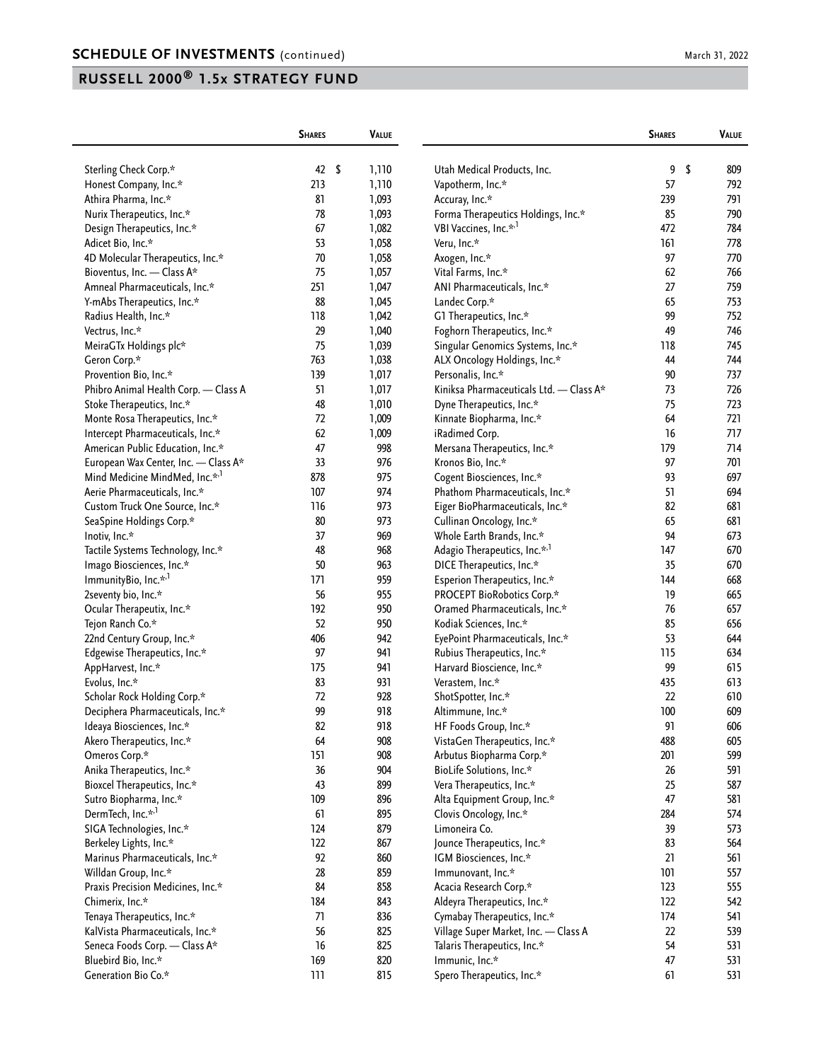## SCHEDULE OF INVESTMENTS (continued)

March 31, 2022

## RUSSELL 2000® 1.5x STRATEGY FUND

| | Shares | Value |
|---|---|---|
| Sterling Check Corp.* | 42 | $ 1,110 |
| Honest Company, Inc.* | 213 | 1,110 |
| Athira Pharma, Inc.* | 81 | 1,093 |
| Nurix Therapeutics, Inc.* | 78 | 1,093 |
| Design Therapeutics, Inc.* | 67 | 1,082 |
| Adicet Bio, Inc.* | 53 | 1,058 |
| 4D Molecular Therapeutics, Inc.* | 70 | 1,058 |
| Bioventus, Inc. — Class A* | 75 | 1,057 |
| Amneal Pharmaceuticals, Inc.* | 251 | 1,047 |
| Y-mAbs Therapeutics, Inc.* | 88 | 1,045 |
| Radius Health, Inc.* | 118 | 1,042 |
| Vectrus, Inc.* | 29 | 1,040 |
| MeiraGTx Holdings plc* | 75 | 1,039 |
| Geron Corp.* | 763 | 1,038 |
| Provention Bio, Inc.* | 139 | 1,017 |
| Phibro Animal Health Corp. — Class A | 51 | 1,017 |
| Stoke Therapeutics, Inc.* | 48 | 1,010 |
| Monte Rosa Therapeutics, Inc.* | 72 | 1,009 |
| Intercept Pharmaceuticals, Inc.* | 62 | 1,009 |
| American Public Education, Inc.* | 47 | 998 |
| European Wax Center, Inc. — Class A* | 33 | 976 |
| Mind Medicine MindMed, Inc.*,[1] | 878 | 975 |
| Aerie Pharmaceuticals, Inc.* | 107 | 974 |
| Custom Truck One Source, Inc.* | 116 | 973 |
| SeaSpine Holdings Corp.* | 80 | 973 |
| Inotiv, Inc.* | 37 | 969 |
| Tactile Systems Technology, Inc.* | 48 | 968 |
| Imago Biosciences, Inc.* | 50 | 963 |
| ImmunityBio, Inc.*,[1] | 171 | 959 |
| 2seventy bio, Inc.* | 56 | 955 |
| Ocular Therapeutix, Inc.* | 192 | 950 |
| Tejon Ranch Co.* | 52 | 950 |
| 22nd Century Group, Inc.* | 406 | 942 |
| Edgewise Therapeutics, Inc.* | 97 | 941 |
| AppHarvest, Inc.* | 175 | 941 |
| Evolus, Inc.* | 83 | 931 |
| Scholar Rock Holding Corp.* | 72 | 928 |
| Deciphera Pharmaceuticals, Inc.* | 99 | 918 |
| Ideaya Biosciences, Inc.* | 82 | 918 |
| Akero Therapeutics, Inc.* | 64 | 908 |
| Omeros Corp.* | 151 | 908 |
| Anika Therapeutics, Inc.* | 36 | 904 |
| Bioxcel Therapeutics, Inc.* | 43 | 899 |
| Sutro Biopharma, Inc.* | 109 | 896 |
| DermTech, Inc.*,[1] | 61 | 895 |
| SIGA Technologies, Inc.* | 124 | 879 |
| Berkeley Lights, Inc.* | 122 | 867 |
| Marinus Pharmaceuticals, Inc.* | 92 | 860 |
| Willdan Group, Inc.* | 28 | 859 |
| Praxis Precision Medicines, Inc.* | 84 | 858 |
| Chimerix, Inc.* | 184 | 843 |
| Tenaya Therapeutics, Inc.* | 71 | 836 |
| KalVista Pharmaceuticals, Inc.* | 56 | 825 |
| Seneca Foods Corp. — Class A* | 16 | 825 |
| Bluebird Bio, Inc.* | 169 | 820 |
| Generation Bio Co.* | 111 | 815 |
| Utah Medical Products, Inc. | 9 | $ 809 |
| Vapotherm, Inc.* | 57 | 792 |
| Accuray, Inc.* | 239 | 791 |
| Forma Therapeutics Holdings, Inc.* | 85 | 790 |
| VBI Vaccines, Inc.*,[1] | 472 | 784 |
| Veru, Inc.* | 161 | 778 |
| Axogen, Inc.* | 97 | 770 |
| Vital Farms, Inc.* | 62 | 766 |
| ANI Pharmaceuticals, Inc.* | 27 | 759 |
| Landec Corp.* | 65 | 753 |
| G1 Therapeutics, Inc.* | 99 | 752 |
| Foghorn Therapeutics, Inc.* | 49 | 746 |
| Singular Genomics Systems, Inc.* | 118 | 745 |
| ALX Oncology Holdings, Inc.* | 44 | 744 |
| Personalis, Inc.* | 90 | 737 |
| Kiniksa Pharmaceuticals Ltd. — Class A* | 73 | 726 |
| Dyne Therapeutics, Inc.* | 75 | 723 |
| Kinnate Biopharma, Inc.* | 64 | 721 |
| iRadimed Corp. | 16 | 717 |
| Mersana Therapeutics, Inc.* | 179 | 714 |
| Kronos Bio, Inc.* | 97 | 701 |
| Cogent Biosciences, Inc.* | 93 | 697 |
| Phathom Pharmaceuticals, Inc.* | 51 | 694 |
| Eiger BioPharmaceuticals, Inc.* | 82 | 681 |
| Cullinan Oncology, Inc.* | 65 | 681 |
| Whole Earth Brands, Inc.* | 94 | 673 |
| Adagio Therapeutics, Inc.*,[1] | 147 | 670 |
| DICE Therapeutics, Inc.* | 35 | 670 |
| Esperion Therapeutics, Inc.* | 144 | 668 |
| PROCEPT BioRobotics Corp.* | 19 | 665 |
| Oramed Pharmaceuticals, Inc.* | 76 | 657 |
| Kodiak Sciences, Inc.* | 85 | 656 |
| EyePoint Pharmaceuticals, Inc.* | 53 | 644 |
| Rubius Therapeutics, Inc.* | 115 | 634 |
| Harvard Bioscience, Inc.* | 99 | 615 |
| Verastem, Inc.* | 435 | 613 |
| ShotSpotter, Inc.* | 22 | 610 |
| Altimmune, Inc.* | 100 | 609 |
| HF Foods Group, Inc.* | 91 | 606 |
| VistaGen Therapeutics, Inc.* | 488 | 605 |
| Arbutus Biopharma Corp.* | 201 | 599 |
| BioLife Solutions, Inc.* | 26 | 591 |
| Vera Therapeutics, Inc.* | 25 | 587 |
| Alta Equipment Group, Inc.* | 47 | 581 |
| Clovis Oncology, Inc.* | 284 | 574 |
| Limoneira Co. | 39 | 573 |
| Jounce Therapeutics, Inc.* | 83 | 564 |
| IGM Biosciences, Inc.* | 21 | 561 |
| Immunovant, Inc.* | 101 | 557 |
| Acacia Research Corp.* | 123 | 555 |
| Aldeyra Therapeutics, Inc.* | 122 | 542 |
| Cymabay Therapeutics, Inc.* | 174 | 541 |
| Village Super Market, Inc. — Class A | 22 | 539 |
| Talaris Therapeutics, Inc.* | 54 | 531 |
| Immunic, Inc.* | 47 | 531 |
| Spero Therapeutics, Inc.* | 61 | 531 |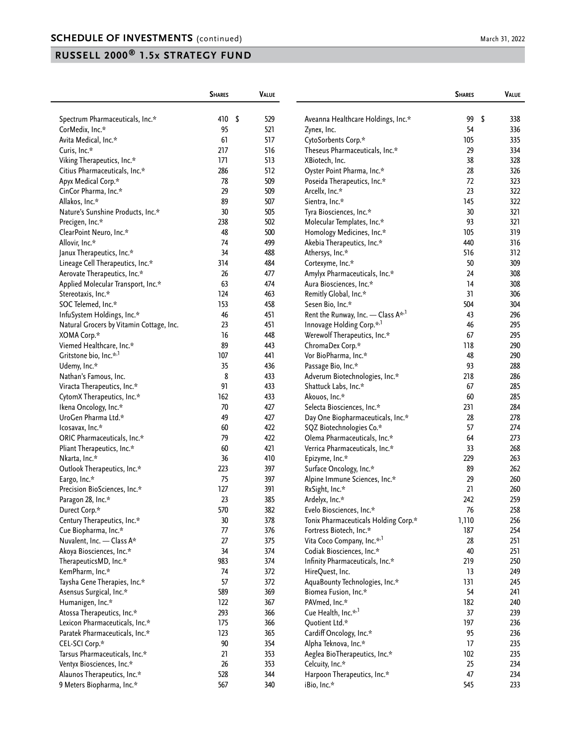## SCHEDULE OF INVESTMENTS (continued)

March 31, 2022

## RUSSELL 2000® 1.5x STRATEGY FUND

| | Shares | Value |
|---|---|---|
| Spectrum Pharmaceuticals, Inc.* | 410 | $ 529 |
| CorMedix, Inc.* | 95 | 521 |
| Avita Medical, Inc.* | 61 | 517 |
| Curis, Inc.* | 217 | 516 |
| Viking Therapeutics, Inc.* | 171 | 513 |
| Citius Pharmaceuticals, Inc.* | 286 | 512 |
| Apyx Medical Corp.* | 78 | 509 |
| CinCor Pharma, Inc.* | 29 | 509 |
| Allakos, Inc.* | 89 | 507 |
| Nature's Sunshine Products, Inc.* | 30 | 505 |
| Precigen, Inc.* | 238 | 502 |
| ClearPoint Neuro, Inc.* | 48 | 500 |
| Allovir, Inc.* | 74 | 499 |
| Janux Therapeutics, Inc.* | 34 | 488 |
| Lineage Cell Therapeutics, Inc.* | 314 | 484 |
| Aerovate Therapeutics, Inc.* | 26 | 477 |
| Applied Molecular Transport, Inc.* | 63 | 474 |
| Stereotaxis, Inc.* | 124 | 463 |
| SOC Telemed, Inc.* | 153 | 458 |
| InfuSystem Holdings, Inc.* | 46 | 451 |
| Natural Grocers by Vitamin Cottage, Inc. | 23 | 451 |
| XOMA Corp.* | 16 | 448 |
| Viemed Healthcare, Inc.* | 89 | 443 |
| Gritstone bio, Inc.*,[1] | 107 | 441 |
| Udemy, Inc.* | 35 | 436 |
| Nathan's Famous, Inc. | 8 | 433 |
| Viracta Therapeutics, Inc.* | 91 | 433 |
| CytomX Therapeutics, Inc.* | 162 | 433 |
| Ikena Oncology, Inc.* | 70 | 427 |
| UroGen Pharma Ltd.* | 49 | 427 |
| Icosavax, Inc.* | 60 | 422 |
| ORIC Pharmaceuticals, Inc.* | 79 | 422 |
| Pliant Therapeutics, Inc.* | 60 | 421 |
| Nkarta, Inc.* | 36 | 410 |
| Outlook Therapeutics, Inc.* | 223 | 397 |
| Eargo, Inc.* | 75 | 397 |
| Precision BioSciences, Inc.* | 127 | 391 |
| Paragon 28, Inc.* | 23 | 385 |
| Durect Corp.* | 570 | 382 |
| Century Therapeutics, Inc.* | 30 | 378 |
| Cue Biopharma, Inc.* | 77 | 376 |
| Nuvalent, Inc. — Class A* | 27 | 375 |
| Akoya Biosciences, Inc.* | 34 | 374 |
| TherapeuticsMD, Inc.* | 983 | 374 |
| KemPharm, Inc.* | 74 | 372 |
| Taysha Gene Therapies, Inc.* | 57 | 372 |
| Asensus Surgical, Inc.* | 589 | 369 |
| Humanigen, Inc.* | 122 | 367 |
| Atossa Therapeutics, Inc.* | 293 | 366 |
| Lexicon Pharmaceuticals, Inc.* | 175 | 366 |
| Paratek Pharmaceuticals, Inc.* | 123 | 365 |
| CEL-SCI Corp.* | 90 | 354 |
| Tarsus Pharmaceuticals, Inc.* | 21 | 353 |
| Ventyx Biosciences, Inc.* | 26 | 353 |
| Alaunos Therapeutics, Inc.* | 528 | 344 |
| 9 Meters Biopharma, Inc.* | 567 | 340 |
| Aveanna Healthcare Holdings, Inc.* | 99 | $ 338 |
| Zynex, Inc. | 54 | 336 |
| CytoSorbents Corp.* | 105 | 335 |
| Theseus Pharmaceuticals, Inc.* | 29 | 334 |
| XBiotech, Inc. | 38 | 328 |
| Oyster Point Pharma, Inc.* | 28 | 326 |
| Poseida Therapeutics, Inc.* | 72 | 323 |
| Arcellx, Inc.* | 23 | 322 |
| Sientra, Inc.* | 145 | 322 |
| Tyra Biosciences, Inc.* | 30 | 321 |
| Molecular Templates, Inc.* | 93 | 321 |
| Homology Medicines, Inc.* | 105 | 319 |
| Akebia Therapeutics, Inc.* | 440 | 316 |
| Athersys, Inc.* | 516 | 312 |
| Cortexyme, Inc.* | 50 | 309 |
| Amylyx Pharmaceuticals, Inc.* | 24 | 308 |
| Aura Biosciences, Inc.* | 14 | 308 |
| Remitly Global, Inc.* | 31 | 306 |
| Sesen Bio, Inc.* | 504 | 304 |
| Rent the Runway, Inc. — Class A*,[1] | 43 | 296 |
| Innovage Holding Corp.*,[1] | 46 | 295 |
| Werewolf Therapeutics, Inc.* | 67 | 295 |
| ChromaDex Corp.* | 118 | 290 |
| Vor BioPharma, Inc.* | 48 | 290 |
| Passage Bio, Inc.* | 93 | 288 |
| Adverum Biotechnologies, Inc.* | 218 | 286 |
| Shattuck Labs, Inc.* | 67 | 285 |
| Akouos, Inc.* | 60 | 285 |
| Selecta Biosciences, Inc.* | 231 | 284 |
| Day One Biopharmaceuticals, Inc.* | 28 | 278 |
| SQZ Biotechnologies Co.* | 57 | 274 |
| Olema Pharmaceuticals, Inc.* | 64 | 273 |
| Verrica Pharmaceuticals, Inc.* | 33 | 268 |
| Epizyme, Inc.* | 229 | 263 |
| Surface Oncology, Inc.* | 89 | 262 |
| Alpine Immune Sciences, Inc.* | 29 | 260 |
| RxSight, Inc.* | 21 | 260 |
| Ardelyx, Inc.* | 242 | 259 |
| Evelo Biosciences, Inc.* | 76 | 258 |
| Tonix Pharmaceuticals Holding Corp.* | 1,110 | 256 |
| Fortress Biotech, Inc.* | 187 | 254 |
| Vita Coco Company, Inc.*,[1] | 28 | 251 |
| Codiak Biosciences, Inc.* | 40 | 251 |
| Infinity Pharmaceuticals, Inc.* | 219 | 250 |
| HireQuest, Inc. | 13 | 249 |
| AquaBounty Technologies, Inc.* | 131 | 245 |
| Biomea Fusion, Inc.* | 54 | 241 |
| PAVmed, Inc.* | 182 | 240 |
| Cue Health, Inc.*,[1] | 37 | 239 |
| Quotient Ltd.* | 197 | 236 |
| Cardiff Oncology, Inc.* | 95 | 236 |
| Alpha Teknova, Inc.* | 17 | 235 |
| Aeglea BioTherapeutics, Inc.* | 102 | 235 |
| Celcuity, Inc.* | 25 | 234 |
| Harpoon Therapeutics, Inc.* | 47 | 234 |
| iBio, Inc.* | 545 | 233 |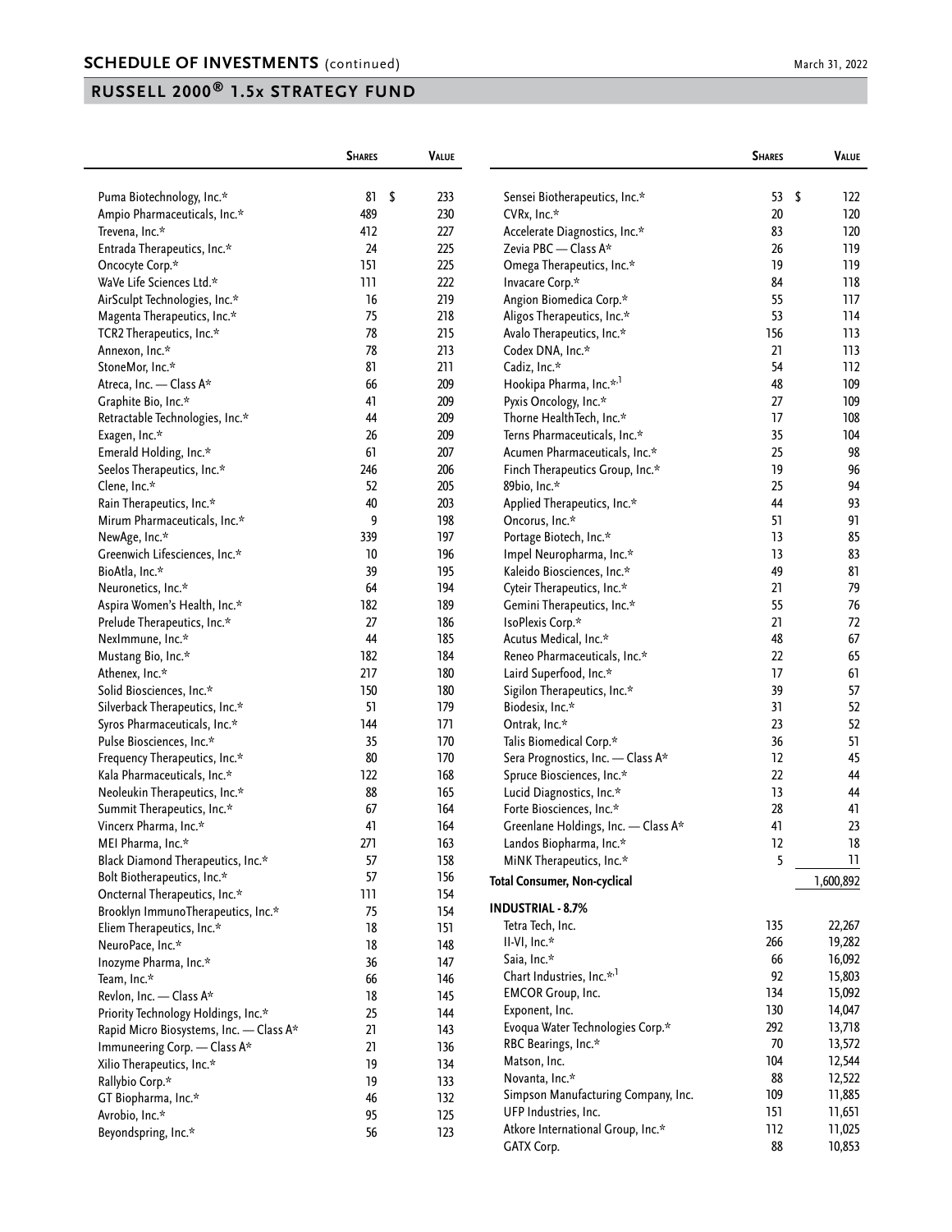## SCHEDULE OF INVESTMENTS (continued)

March 31, 2022

## RUSSELL 2000® 1.5x STRATEGY FUND

| | Shares | Value |
|---|---|---|
| Puma Biotechnology, Inc.* | 81 | $ 233 |
| Ampio Pharmaceuticals, Inc.* | 489 | 230 |
| Trevena, Inc.* | 412 | 227 |
| Entrada Therapeutics, Inc.* | 24 | 225 |
| Oncocyte Corp.* | 151 | 225 |
| WaVe Life Sciences Ltd.* | 111 | 222 |
| AirSculpt Technologies, Inc.* | 16 | 219 |
| Magenta Therapeutics, Inc.* | 75 | 218 |
| TCR2 Therapeutics, Inc.* | 78 | 215 |
| Annexon, Inc.* | 78 | 213 |
| StoneMor, Inc.* | 81 | 211 |
| Atreca, Inc. — Class A* | 66 | 209 |
| Graphite Bio, Inc.* | 41 | 209 |
| Retractable Technologies, Inc.* | 44 | 209 |
| Exagen, Inc.* | 26 | 209 |
| Emerald Holding, Inc.* | 61 | 207 |
| Seelos Therapeutics, Inc.* | 246 | 206 |
| Clene, Inc.* | 52 | 205 |
| Rain Therapeutics, Inc.* | 40 | 203 |
| Mirum Pharmaceuticals, Inc.* | 9 | 198 |
| NewAge, Inc.* | 339 | 197 |
| Greenwich Lifesciences, Inc.* | 10 | 196 |
| BioAtla, Inc.* | 39 | 195 |
| Neuronetics, Inc.* | 64 | 194 |
| Aspira Women's Health, Inc.* | 182 | 189 |
| Prelude Therapeutics, Inc.* | 27 | 186 |
| NexImmune, Inc.* | 44 | 185 |
| Mustang Bio, Inc.* | 182 | 184 |
| Athenex, Inc.* | 217 | 180 |
| Solid Biosciences, Inc.* | 150 | 180 |
| Silverback Therapeutics, Inc.* | 51 | 179 |
| Syros Pharmaceuticals, Inc.* | 144 | 171 |
| Pulse Biosciences, Inc.* | 35 | 170 |
| Frequency Therapeutics, Inc.* | 80 | 170 |
| Kala Pharmaceuticals, Inc.* | 122 | 168 |
| Neoleukin Therapeutics, Inc.* | 88 | 165 |
| Summit Therapeutics, Inc.* | 67 | 164 |
| Vincerx Pharma, Inc.* | 41 | 164 |
| MEI Pharma, Inc.* | 271 | 163 |
| Black Diamond Therapeutics, Inc.* | 57 | 158 |
| Bolt Biotherapeutics, Inc.* | 57 | 156 |
| Oncternal Therapeutics, Inc.* | 111 | 154 |
| Brooklyn ImmunoTherapeutics, Inc.* | 75 | 154 |
| Eliem Therapeutics, Inc.* | 18 | 151 |
| NeuroPace, Inc.* | 18 | 148 |
| Inozyme Pharma, Inc.* | 36 | 147 |
| Team, Inc.* | 66 | 146 |
| Revlon, Inc. — Class A* | 18 | 145 |
| Priority Technology Holdings, Inc.* | 25 | 144 |
| Rapid Micro Biosystems, Inc. — Class A* | 21 | 143 |
| Immuneering Corp. — Class A* | 21 | 136 |
| Xilio Therapeutics, Inc.* | 19 | 134 |
| Rallybio Corp.* | 19 | 133 |
| GT Biopharma, Inc.* | 46 | 132 |
| Avrobio, Inc.* | 95 | 125 |
| Beyondspring, Inc.* | 56 | 123 |
| Sensei Biotherapeutics, Inc.* | 53 | $ 122 |
| CVRx, Inc.* | 20 | 120 |
| Accelerate Diagnostics, Inc.* | 83 | 120 |
| Zevia PBC — Class A* | 26 | 119 |
| Omega Therapeutics, Inc.* | 19 | 119 |
| Invacare Corp.* | 84 | 118 |
| Angion Biomedica Corp.* | 55 | 117 |
| Aligos Therapeutics, Inc.* | 53 | 114 |
| Avalo Therapeutics, Inc.* | 156 | 113 |
| Codex DNA, Inc.* | 21 | 113 |
| Cadiz, Inc.* | 54 | 112 |
| Hookipa Pharma, Inc.*,[1] | 48 | 109 |
| Pyxis Oncology, Inc.* | 27 | 109 |
| Thorne HealthTech, Inc.* | 17 | 108 |
| Terns Pharmaceuticals, Inc.* | 35 | 104 |
| Acumen Pharmaceuticals, Inc.* | 25 | 98 |
| Finch Therapeutics Group, Inc.* | 19 | 96 |
| 89bio, Inc.* | 25 | 94 |
| Applied Therapeutics, Inc.* | 44 | 93 |
| Oncorus, Inc.* | 51 | 91 |
| Portage Biotech, Inc.* | 13 | 85 |
| Impel Neuropharma, Inc.* | 13 | 83 |
| Kaleido Biosciences, Inc.* | 49 | 81 |
| Cyteir Therapeutics, Inc.* | 21 | 79 |
| Gemini Therapeutics, Inc.* | 55 | 76 |
| IsoPlexis Corp.* | 21 | 72 |
| Acutus Medical, Inc.* | 48 | 67 |
| Reneo Pharmaceuticals, Inc.* | 22 | 65 |
| Laird Superfood, Inc.* | 17 | 61 |
| Sigilon Therapeutics, Inc.* | 39 | 57 |
| Biodesix, Inc.* | 31 | 52 |
| Ontrak, Inc.* | 23 | 52 |
| Talis Biomedical Corp.* | 36 | 51 |
| Sera Prognostics, Inc. — Class A* | 12 | 45 |
| Spruce Biosciences, Inc.* | 22 | 44 |
| Lucid Diagnostics, Inc.* | 13 | 44 |
| Forte Biosciences, Inc.* | 28 | 41 |
| Greenlane Holdings, Inc. — Class A* | 41 | 23 |
| Landos Biopharma, Inc.* | 12 | 18 |
| MiNK Therapeutics, Inc.* | 5 | 11 |
| **Total Consumer, Non-cyclical** | | 1,600,892 |
| **INDUSTRIAL - 8.7%** | | |
| Tetra Tech, Inc. | 135 | 22,267 |
| II-VI, Inc.* | 266 | 19,282 |
| Saia, Inc.* | 66 | 16,092 |
| Chart Industries, Inc.*,[1] | 92 | 15,803 |
| EMCOR Group, Inc. | 134 | 15,092 |
| Exponent, Inc. | 130 | 14,047 |
| Evoqua Water Technologies Corp.* | 292 | 13,718 |
| RBC Bearings, Inc.* | 70 | 13,572 |
| Matson, Inc. | 104 | 12,544 |
| Novanta, Inc.* | 88 | 12,522 |
| Simpson Manufacturing Company, Inc. | 109 | 11,885 |
| UFP Industries, Inc. | 151 | 11,651 |
| Atkore International Group, Inc.* | 112 | 11,025 |
| GATX Corp. | 88 | 10,853 |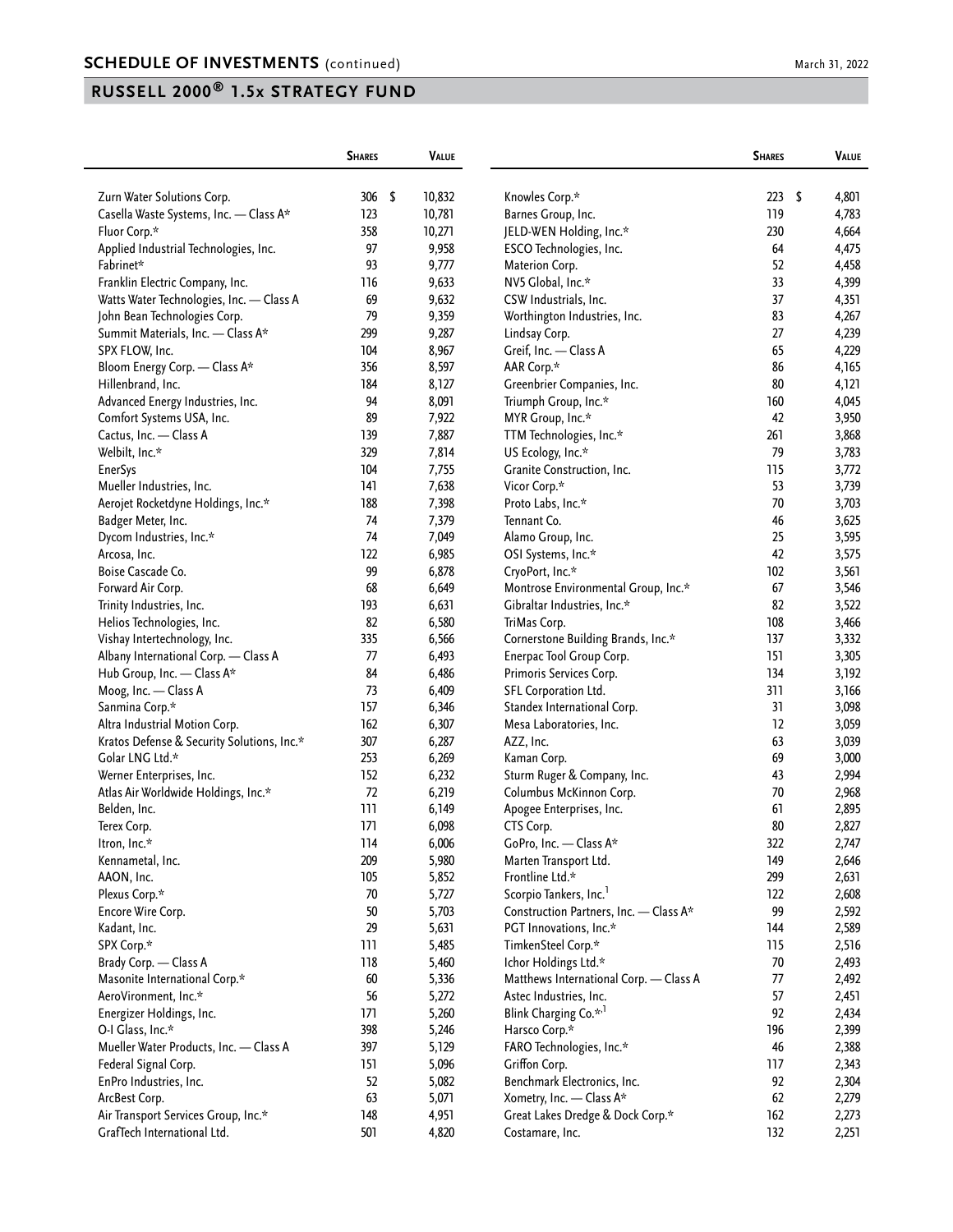## SCHEDULE OF INVESTMENTS (continued)

March 31, 2022

## RUSSELL 2000® 1.5x STRATEGY FUND

| | Shares | Value |
|---|---|---|
| Zurn Water Solutions Corp. | 306 | $ 10,832 |
| Casella Waste Systems, Inc. — Class A* | 123 | 10,781 |
| Fluor Corp.* | 358 | 10,271 |
| Applied Industrial Technologies, Inc. | 97 | 9,958 |
| Fabrinet* | 93 | 9,777 |
| Franklin Electric Company, Inc. | 116 | 9,633 |
| Watts Water Technologies, Inc. — Class A | 69 | 9,632 |
| John Bean Technologies Corp. | 79 | 9,359 |
| Summit Materials, Inc. — Class A* | 299 | 9,287 |
| SPX FLOW, Inc. | 104 | 8,967 |
| Bloom Energy Corp. — Class A* | 356 | 8,597 |
| Hillenbrand, Inc. | 184 | 8,127 |
| Advanced Energy Industries, Inc. | 94 | 8,091 |
| Comfort Systems USA, Inc. | 89 | 7,922 |
| Cactus, Inc. — Class A | 139 | 7,887 |
| Welbilt, Inc.* | 329 | 7,814 |
| EnerSys | 104 | 7,755 |
| Mueller Industries, Inc. | 141 | 7,638 |
| Aerojet Rocketdyne Holdings, Inc.* | 188 | 7,398 |
| Badger Meter, Inc. | 74 | 7,379 |
| Dycom Industries, Inc.* | 74 | 7,049 |
| Arcosa, Inc. | 122 | 6,985 |
| Boise Cascade Co. | 99 | 6,878 |
| Forward Air Corp. | 68 | 6,649 |
| Trinity Industries, Inc. | 193 | 6,631 |
| Helios Technologies, Inc. | 82 | 6,580 |
| Vishay Intertechnology, Inc. | 335 | 6,566 |
| Albany International Corp. — Class A | 77 | 6,493 |
| Hub Group, Inc. — Class A* | 84 | 6,486 |
| Moog, Inc. — Class A | 73 | 6,409 |
| Sanmina Corp.* | 157 | 6,346 |
| Altra Industrial Motion Corp. | 162 | 6,307 |
| Kratos Defense & Security Solutions, Inc.* | 307 | 6,287 |
| Golar LNG Ltd.* | 253 | 6,269 |
| Werner Enterprises, Inc. | 152 | 6,232 |
| Atlas Air Worldwide Holdings, Inc.* | 72 | 6,219 |
| Belden, Inc. | 111 | 6,149 |
| Terex Corp. | 171 | 6,098 |
| Itron, Inc.* | 114 | 6,006 |
| Kennametal, Inc. | 209 | 5,980 |
| AAON, Inc. | 105 | 5,852 |
| Plexus Corp.* | 70 | 5,727 |
| Encore Wire Corp. | 50 | 5,703 |
| Kadant, Inc. | 29 | 5,631 |
| SPX Corp.* | 111 | 5,485 |
| Brady Corp. — Class A | 118 | 5,460 |
| Masonite International Corp.* | 60 | 5,336 |
| AeroVironment, Inc.* | 56 | 5,272 |
| Energizer Holdings, Inc. | 171 | 5,260 |
| O-I Glass, Inc.* | 398 | 5,246 |
| Mueller Water Products, Inc. — Class A | 397 | 5,129 |
| Federal Signal Corp. | 151 | 5,096 |
| EnPro Industries, Inc. | 52 | 5,082 |
| ArcBest Corp. | 63 | 5,071 |
| Air Transport Services Group, Inc.* | 148 | 4,951 |
| GrafTech International Ltd. | 501 | 4,820 |
| Knowles Corp.* | 223 | $ 4,801 |
| Barnes Group, Inc. | 119 | 4,783 |
| JELD-WEN Holding, Inc.* | 230 | 4,664 |
| ESCO Technologies, Inc. | 64 | 4,475 |
| Materion Corp. | 52 | 4,458 |
| NV5 Global, Inc.* | 33 | 4,399 |
| CSW Industrials, Inc. | 37 | 4,351 |
| Worthington Industries, Inc. | 83 | 4,267 |
| Lindsay Corp. | 27 | 4,239 |
| Greif, Inc. — Class A | 65 | 4,229 |
| AAR Corp.* | 86 | 4,165 |
| Greenbrier Companies, Inc. | 80 | 4,121 |
| Triumph Group, Inc.* | 160 | 4,045 |
| MYR Group, Inc.* | 42 | 3,950 |
| TTM Technologies, Inc.* | 261 | 3,868 |
| US Ecology, Inc.* | 79 | 3,783 |
| Granite Construction, Inc. | 115 | 3,772 |
| Vicor Corp.* | 53 | 3,739 |
| Proto Labs, Inc.* | 70 | 3,703 |
| Tennant Co. | 46 | 3,625 |
| Alamo Group, Inc. | 25 | 3,595 |
| OSI Systems, Inc.* | 42 | 3,575 |
| CryoPort, Inc.* | 102 | 3,561 |
| Montrose Environmental Group, Inc.* | 67 | 3,546 |
| Gibraltar Industries, Inc.* | 82 | 3,522 |
| TriMas Corp. | 108 | 3,466 |
| Cornerstone Building Brands, Inc.* | 137 | 3,332 |
| Enerpac Tool Group Corp. | 151 | 3,305 |
| Primoris Services Corp. | 134 | 3,192 |
| SFL Corporation Ltd. | 311 | 3,166 |
| Standex International Corp. | 31 | 3,098 |
| Mesa Laboratories, Inc. | 12 | 3,059 |
| AZZ, Inc. | 63 | 3,039 |
| Kaman Corp. | 69 | 3,000 |
| Sturm Ruger & Company, Inc. | 43 | 2,994 |
| Columbus McKinnon Corp. | 70 | 2,968 |
| Apogee Enterprises, Inc. | 61 | 2,895 |
| CTS Corp. | 80 | 2,827 |
| GoPro, Inc. — Class A* | 322 | 2,747 |
| Marten Transport Ltd. | 149 | 2,646 |
| Frontline Ltd.* | 299 | 2,631 |
| Scorpio Tankers, Inc.[1] | 122 | 2,608 |
| Construction Partners, Inc. — Class A* | 99 | 2,592 |
| PGT Innovations, Inc.* | 144 | 2,589 |
| TimkenSteel Corp.* | 115 | 2,516 |
| Ichor Holdings Ltd.* | 70 | 2,493 |
| Matthews International Corp. — Class A | 77 | 2,492 |
| Astec Industries, Inc. | 57 | 2,451 |
| Blink Charging Co.*,[1] | 92 | 2,434 |
| Harsco Corp.* | 196 | 2,399 |
| FARO Technologies, Inc.* | 46 | 2,388 |
| Griffon Corp. | 117 | 2,343 |
| Benchmark Electronics, Inc. | 92 | 2,304 |
| Xometry, Inc. — Class A* | 62 | 2,279 |
| Great Lakes Dredge & Dock Corp.* | 162 | 2,273 |
| Costamare, Inc. | 132 | 2,251 |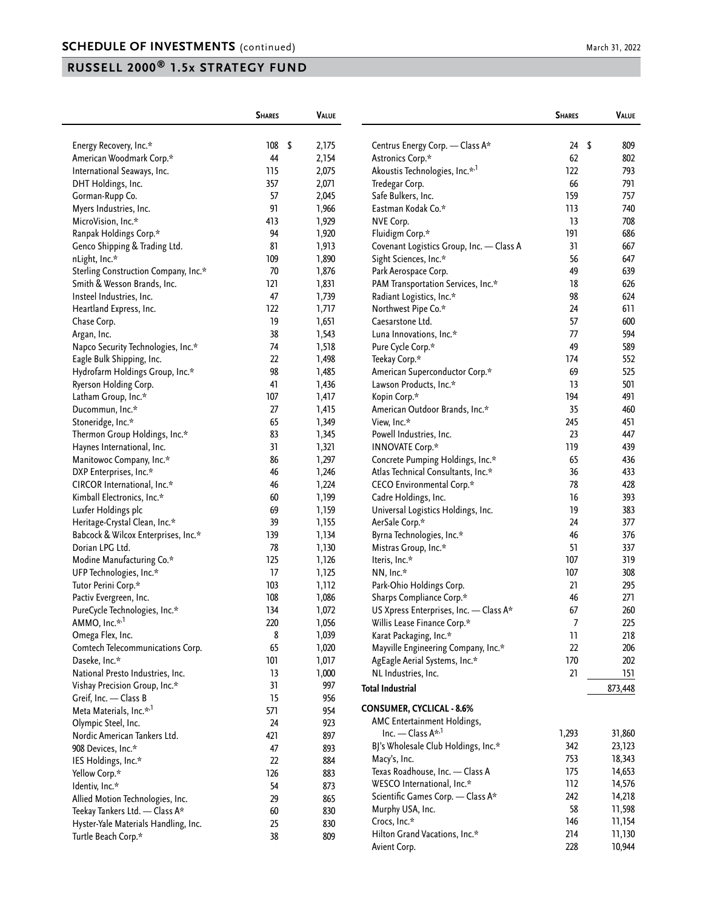## RUSSELL 2000® 1.5x STRATEGY FUND

| | Shares | Value |
|---|---|---|
| Energy Recovery, Inc.* | 108 | $ 2,175 |
| American Woodmark Corp.* | 44 | 2,154 |
| International Seaways, Inc. | 115 | 2,075 |
| DHT Holdings, Inc. | 357 | 2,071 |
| Gorman-Rupp Co. | 57 | 2,045 |
| Myers Industries, Inc. | 91 | 1,966 |
| MicroVision, Inc.* | 413 | 1,929 |
| Ranpak Holdings Corp.* | 94 | 1,920 |
| Genco Shipping & Trading Ltd. | 81 | 1,913 |
| nLight, Inc.* | 109 | 1,890 |
| Sterling Construction Company, Inc.* | 70 | 1,876 |
| Smith & Wesson Brands, Inc. | 121 | 1,831 |
| Insteel Industries, Inc. | 47 | 1,739 |
| Heartland Express, Inc. | 122 | 1,717 |
| Chase Corp. | 19 | 1,651 |
| Argan, Inc. | 38 | 1,543 |
| Napco Security Technologies, Inc.* | 74 | 1,518 |
| Eagle Bulk Shipping, Inc. | 22 | 1,498 |
| Hydrofarm Holdings Group, Inc.* | 98 | 1,485 |
| Ryerson Holding Corp. | 41 | 1,436 |
| Latham Group, Inc.* | 107 | 1,417 |
| Ducommun, Inc.* | 27 | 1,415 |
| Stoneridge, Inc.* | 65 | 1,349 |
| Thermon Group Holdings, Inc.* | 83 | 1,345 |
| Haynes International, Inc. | 31 | 1,321 |
| Manitowoc Company, Inc.* | 86 | 1,297 |
| DXP Enterprises, Inc.* | 46 | 1,246 |
| CIRCOR International, Inc.* | 46 | 1,224 |
| Kimball Electronics, Inc.* | 60 | 1,199 |
| Luxfer Holdings plc | 69 | 1,159 |
| Heritage-Crystal Clean, Inc.* | 39 | 1,155 |
| Babcock & Wilcox Enterprises, Inc.* | 139 | 1,134 |
| Dorian LPG Ltd. | 78 | 1,130 |
| Modine Manufacturing Co.* | 125 | 1,126 |
| UFP Technologies, Inc.* | 17 | 1,125 |
| Tutor Perini Corp.* | 103 | 1,112 |
| Pactiv Evergreen, Inc. | 108 | 1,086 |
| PureCycle Technologies, Inc.* | 134 | 1,072 |
| AMMO, Inc.*,[1] | 220 | 1,056 |
| Omega Flex, Inc. | 8 | 1,039 |
| Comtech Telecommunications Corp. | 65 | 1,020 |
| Daseke, Inc.* | 101 | 1,017 |
| National Presto Industries, Inc. | 13 | 1,000 |
| Vishay Precision Group, Inc.* | 31 | 997 |
| Greif, Inc. — Class B | 15 | 956 |
| Meta Materials, Inc.*,[1] | 571 | 954 |
| Olympic Steel, Inc. | 24 | 923 |
| Nordic American Tankers Ltd. | 421 | 897 |
| 908 Devices, Inc.* | 47 | 893 |
| IES Holdings, Inc.* | 22 | 884 |
| Yellow Corp.* | 126 | 883 |
| Identiv, Inc.* | 54 | 873 |
| Allied Motion Technologies, Inc. | 29 | 865 |
| Teekay Tankers Ltd. — Class A* | 60 | 830 |
| Hyster-Yale Materials Handling, Inc. | 25 | 830 |
| Turtle Beach Corp.* | 38 | 809 |
| Centrus Energy Corp. — Class A* | 24 | $ 809 |
| Astronics Corp.* | 62 | 802 |
| Akoustis Technologies, Inc.*,[1] | 122 | 793 |
| Tredegar Corp. | 66 | 791 |
| Safe Bulkers, Inc. | 159 | 757 |
| Eastman Kodak Co.* | 113 | 740 |
| NVE Corp. | 13 | 708 |
| Fluidigm Corp.* | 191 | 686 |
| Covenant Logistics Group, Inc. — Class A | 31 | 667 |
| Sight Sciences, Inc.* | 56 | 647 |
| Park Aerospace Corp. | 49 | 639 |
| PAM Transportation Services, Inc.* | 18 | 626 |
| Radiant Logistics, Inc.* | 98 | 624 |
| Northwest Pipe Co.* | 24 | 611 |
| Caesarstone Ltd. | 57 | 600 |
| Luna Innovations, Inc.* | 77 | 594 |
| Pure Cycle Corp.* | 49 | 589 |
| Teekay Corp.* | 174 | 552 |
| American Superconductor Corp.* | 69 | 525 |
| Lawson Products, Inc.* | 13 | 501 |
| Kopin Corp.* | 194 | 491 |
| American Outdoor Brands, Inc.* | 35 | 460 |
| View, Inc.* | 245 | 451 |
| Powell Industries, Inc. | 23 | 447 |
| INNOVATE Corp.* | 119 | 439 |
| Concrete Pumping Holdings, Inc.* | 65 | 436 |
| Atlas Technical Consultants, Inc.* | 36 | 433 |
| CECO Environmental Corp.* | 78 | 428 |
| Cadre Holdings, Inc. | 16 | 393 |
| Universal Logistics Holdings, Inc. | 19 | 383 |
| AerSale Corp.* | 24 | 377 |
| Byrna Technologies, Inc.* | 46 | 376 |
| Mistras Group, Inc.* | 51 | 337 |
| Iteris, Inc.* | 107 | 319 |
| NN, Inc.* | 107 | 308 |
| Park-Ohio Holdings Corp. | 21 | 295 |
| Sharps Compliance Corp.* | 46 | 271 |
| US Xpress Enterprises, Inc. — Class A* | 67 | 260 |
| Willis Lease Finance Corp.* | 7 | 225 |
| Karat Packaging, Inc.* | 11 | 218 |
| Mayville Engineering Company, Inc.* | 22 | 206 |
| AgEagle Aerial Systems, Inc.* | 170 | 202 |
| NL Industries, Inc. | 21 | 151 |
| **Total Industrial** | | 873,448 |
| **CONSUMER, CYCLICAL - 8.6%** | | |
| AMC Entertainment Holdings, Inc. — Class A*,[1] | 1,293 | 31,860 |
| BJ's Wholesale Club Holdings, Inc.* | 342 | 23,123 |
| Macy's, Inc. | 753 | 18,343 |
| Texas Roadhouse, Inc. — Class A | 175 | 14,653 |
| WESCO International, Inc.* | 112 | 14,576 |
| Scientific Games Corp. — Class A* | 242 | 14,218 |
| Murphy USA, Inc. | 58 | 11,598 |
| Crocs, Inc.* | 146 | 11,154 |
| Hilton Grand Vacations, Inc.* | 214 | 11,130 |
| Avient Corp. | 228 | 10,944 |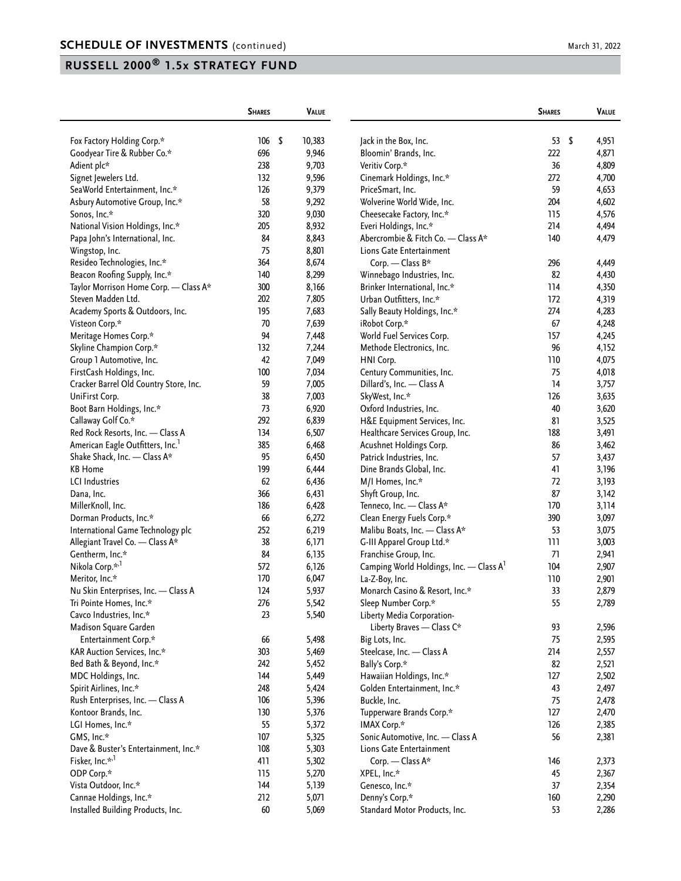## SCHEDULE OF INVESTMENTS (continued)

March 31, 2022

## RUSSELL 2000® 1.5x STRATEGY FUND

| | Shares | Value |
|---|---|---|
| Fox Factory Holding Corp.* | 106 | $ 10,383 |
| Goodyear Tire & Rubber Co.* | 696 | 9,946 |
| Adient plc* | 238 | 9,703 |
| Signet Jewelers Ltd. | 132 | 9,596 |
| SeaWorld Entertainment, Inc.* | 126 | 9,379 |
| Asbury Automotive Group, Inc.* | 58 | 9,292 |
| Sonos, Inc.* | 320 | 9,030 |
| National Vision Holdings, Inc.* | 205 | 8,932 |
| Papa John's International, Inc. | 84 | 8,843 |
| Wingstop, Inc. | 75 | 8,801 |
| Resideo Technologies, Inc.* | 364 | 8,674 |
| Beacon Roofing Supply, Inc.* | 140 | 8,299 |
| Taylor Morrison Home Corp. — Class A* | 300 | 8,166 |
| Steven Madden Ltd. | 202 | 7,805 |
| Academy Sports & Outdoors, Inc. | 195 | 7,683 |
| Visteon Corp.* | 70 | 7,639 |
| Meritage Homes Corp.* | 94 | 7,448 |
| Skyline Champion Corp.* | 132 | 7,244 |
| Group 1 Automotive, Inc. | 42 | 7,049 |
| FirstCash Holdings, Inc. | 100 | 7,034 |
| Cracker Barrel Old Country Store, Inc. | 59 | 7,005 |
| UniFirst Corp. | 38 | 7,003 |
| Boot Barn Holdings, Inc.* | 73 | 6,920 |
| Callaway Golf Co.* | 292 | 6,839 |
| Red Rock Resorts, Inc. — Class A | 134 | 6,507 |
| American Eagle Outfitters, Inc.[1] | 385 | 6,468 |
| Shake Shack, Inc. — Class A* | 95 | 6,450 |
| KB Home | 199 | 6,444 |
| LCI Industries | 62 | 6,436 |
| Dana, Inc. | 366 | 6,431 |
| MillerKnoll, Inc. | 186 | 6,428 |
| Dorman Products, Inc.* | 66 | 6,272 |
| International Game Technology plc | 252 | 6,219 |
| Allegiant Travel Co. — Class A* | 38 | 6,171 |
| Gentherm, Inc.* | 84 | 6,135 |
| Nikola Corp.*[,1] | 572 | 6,126 |
| Meritor, Inc.* | 170 | 6,047 |
| Nu Skin Enterprises, Inc. — Class A | 124 | 5,937 |
| Tri Pointe Homes, Inc.* | 276 | 5,542 |
| Cavco Industries, Inc.* | 23 | 5,540 |
| Madison Square Garden Entertainment Corp.* | 66 | 5,498 |
| KAR Auction Services, Inc.* | 303 | 5,469 |
| Bed Bath & Beyond, Inc.* | 242 | 5,452 |
| MDC Holdings, Inc. | 144 | 5,449 |
| Spirit Airlines, Inc.* | 248 | 5,424 |
| Rush Enterprises, Inc. — Class A | 106 | 5,396 |
| Kontoor Brands, Inc. | 130 | 5,376 |
| LGI Homes, Inc.* | 55 | 5,372 |
| GMS, Inc.* | 107 | 5,325 |
| Dave & Buster's Entertainment, Inc.* | 108 | 5,303 |
| Fisker, Inc.*[,1] | 411 | 5,302 |
| ODP Corp.* | 115 | 5,270 |
| Vista Outdoor, Inc.* | 144 | 5,139 |
| Cannae Holdings, Inc.* | 212 | 5,071 |
| Installed Building Products, Inc. | 60 | 5,069 |
| Jack in the Box, Inc. | 53 | $ 4,951 |
| Bloomin' Brands, Inc. | 222 | 4,871 |
| Veritiv Corp.* | 36 | 4,809 |
| Cinemark Holdings, Inc.* | 272 | 4,700 |
| PriceSmart, Inc. | 59 | 4,653 |
| Wolverine World Wide, Inc. | 204 | 4,602 |
| Cheesecake Factory, Inc.* | 115 | 4,576 |
| Everi Holdings, Inc.* | 214 | 4,494 |
| Abercrombie & Fitch Co. — Class A* | 140 | 4,479 |
| Lions Gate Entertainment Corp. — Class B* | 296 | 4,449 |
| Winnebago Industries, Inc. | 82 | 4,430 |
| Brinker International, Inc.* | 114 | 4,350 |
| Urban Outfitters, Inc.* | 172 | 4,319 |
| Sally Beauty Holdings, Inc.* | 274 | 4,283 |
| iRobot Corp.* | 67 | 4,248 |
| World Fuel Services Corp. | 157 | 4,245 |
| Methode Electronics, Inc. | 96 | 4,152 |
| HNI Corp. | 110 | 4,075 |
| Century Communities, Inc. | 75 | 4,018 |
| Dillard's, Inc. — Class A | 14 | 3,757 |
| SkyWest, Inc.* | 126 | 3,635 |
| Oxford Industries, Inc. | 40 | 3,620 |
| H&E Equipment Services, Inc. | 81 | 3,525 |
| Healthcare Services Group, Inc. | 188 | 3,491 |
| Acushnet Holdings Corp. | 86 | 3,462 |
| Patrick Industries, Inc. | 57 | 3,437 |
| Dine Brands Global, Inc. | 41 | 3,196 |
| M/I Homes, Inc.* | 72 | 3,193 |
| Shyft Group, Inc. | 87 | 3,142 |
| Tenneco, Inc. — Class A* | 170 | 3,114 |
| Clean Energy Fuels Corp.* | 390 | 3,097 |
| Malibu Boats, Inc. — Class A* | 53 | 3,075 |
| G-III Apparel Group Ltd.* | 111 | 3,003 |
| Franchise Group, Inc. | 71 | 2,941 |
| Camping World Holdings, Inc. — Class A[1] | 104 | 2,907 |
| La-Z-Boy, Inc. | 110 | 2,901 |
| Monarch Casino & Resort, Inc.* | 33 | 2,879 |
| Sleep Number Corp.* | 55 | 2,789 |
| Liberty Media Corporation-Liberty Braves — Class C* | 93 | 2,596 |
| Big Lots, Inc. | 75 | 2,595 |
| Steelcase, Inc. — Class A | 214 | 2,557 |
| Bally's Corp.* | 82 | 2,521 |
| Hawaiian Holdings, Inc.* | 127 | 2,502 |
| Golden Entertainment, Inc.* | 43 | 2,497 |
| Buckle, Inc. | 75 | 2,478 |
| Tupperware Brands Corp.* | 127 | 2,470 |
| IMAX Corp.* | 126 | 2,385 |
| Sonic Automotive, Inc. — Class A | 56 | 2,381 |
| Lions Gate Entertainment Corp. — Class A* | 146 | 2,373 |
| XPEL, Inc.* | 45 | 2,367 |
| Genesco, Inc.* | 37 | 2,354 |
| Denny's Corp.* | 160 | 2,290 |
| Standard Motor Products, Inc. | 53 | 2,286 |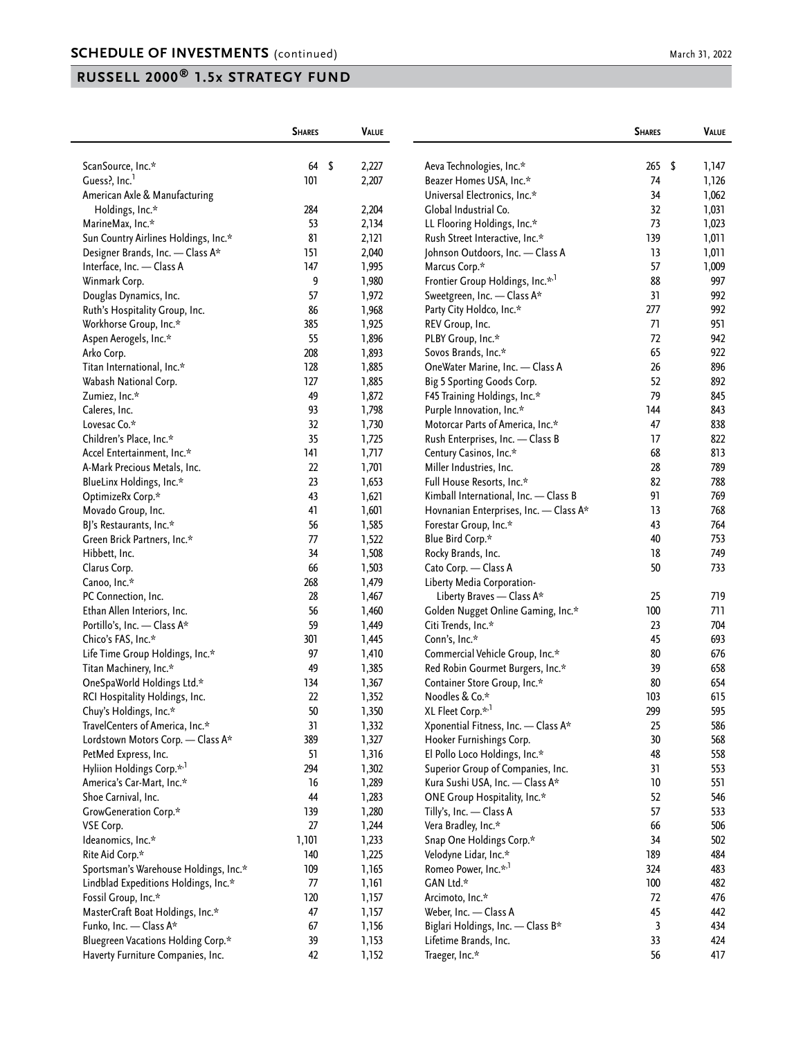## SCHEDULE OF INVESTMENTS (continued)

March 31, 2022

## RUSSELL 2000® 1.5x STRATEGY FUND

| | Shares | Value |
|---|---|---|
| ScanSource, Inc.* | 64 | $ 2,227 |
| Guess?, Inc.[1] | 101 | 2,207 |
| American Axle & Manufacturing Holdings, Inc.* | 284 | 2,204 |
| MarineMax, Inc.* | 53 | 2,134 |
| Sun Country Airlines Holdings, Inc.* | 81 | 2,121 |
| Designer Brands, Inc. — Class A* | 151 | 2,040 |
| Interface, Inc. — Class A | 147 | 1,995 |
| Winmark Corp. | 9 | 1,980 |
| Douglas Dynamics, Inc. | 57 | 1,972 |
| Ruth's Hospitality Group, Inc. | 86 | 1,968 |
| Workhorse Group, Inc.* | 385 | 1,925 |
| Aspen Aerogels, Inc.* | 55 | 1,896 |
| Arko Corp. | 208 | 1,893 |
| Titan International, Inc.* | 128 | 1,885 |
| Wabash National Corp. | 127 | 1,885 |
| Zumiez, Inc.* | 49 | 1,872 |
| Caleres, Inc. | 93 | 1,798 |
| Lovesac Co.* | 32 | 1,730 |
| Children's Place, Inc.* | 35 | 1,725 |
| Accel Entertainment, Inc.* | 141 | 1,717 |
| A-Mark Precious Metals, Inc. | 22 | 1,701 |
| BlueLinx Holdings, Inc.* | 23 | 1,653 |
| OptimizeRx Corp.* | 43 | 1,621 |
| Movado Group, Inc. | 41 | 1,601 |
| BJ's Restaurants, Inc.* | 56 | 1,585 |
| Green Brick Partners, Inc.* | 77 | 1,522 |
| Hibbett, Inc. | 34 | 1,508 |
| Clarus Corp. | 66 | 1,503 |
| Canoo, Inc.* | 268 | 1,479 |
| PC Connection, Inc. | 28 | 1,467 |
| Ethan Allen Interiors, Inc. | 56 | 1,460 |
| Portillo's, Inc. — Class A* | 59 | 1,449 |
| Chico's FAS, Inc.* | 301 | 1,445 |
| Life Time Group Holdings, Inc.* | 97 | 1,410 |
| Titan Machinery, Inc.* | 49 | 1,385 |
| OneSpaWorld Holdings Ltd.* | 134 | 1,367 |
| RCI Hospitality Holdings, Inc. | 22 | 1,352 |
| Chuy's Holdings, Inc.* | 50 | 1,350 |
| TravelCenters of America, Inc.* | 31 | 1,332 |
| Lordstown Motors Corp. — Class A* | 389 | 1,327 |
| PetMed Express, Inc. | 51 | 1,316 |
| Hyliion Holdings Corp.*,[1] | 294 | 1,302 |
| America's Car-Mart, Inc.* | 16 | 1,289 |
| Shoe Carnival, Inc. | 44 | 1,283 |
| GrowGeneration Corp.* | 139 | 1,280 |
| VSE Corp. | 27 | 1,244 |
| Ideanomics, Inc.* | 1,101 | 1,233 |
| Rite Aid Corp.* | 140 | 1,225 |
| Sportsman's Warehouse Holdings, Inc.* | 109 | 1,165 |
| Lindblad Expeditions Holdings, Inc.* | 77 | 1,161 |
| Fossil Group, Inc.* | 120 | 1,157 |
| MasterCraft Boat Holdings, Inc.* | 47 | 1,157 |
| Funko, Inc. — Class A* | 67 | 1,156 |
| Bluegreen Vacations Holding Corp.* | 39 | 1,153 |
| Haverty Furniture Companies, Inc. | 42 | 1,152 |
| Aeva Technologies, Inc.* | 265 | $ 1,147 |
| Beazer Homes USA, Inc.* | 74 | 1,126 |
| Universal Electronics, Inc.* | 34 | 1,062 |
| Global Industrial Co. | 32 | 1,031 |
| LL Flooring Holdings, Inc.* | 73 | 1,023 |
| Rush Street Interactive, Inc.* | 139 | 1,011 |
| Johnson Outdoors, Inc. — Class A | 13 | 1,011 |
| Marcus Corp.* | 57 | 1,009 |
| Frontier Group Holdings, Inc.*,[1] | 88 | 997 |
| Sweetgreen, Inc. — Class A* | 31 | 992 |
| Party City Holdco, Inc.* | 277 | 992 |
| REV Group, Inc. | 71 | 951 |
| PLBY Group, Inc.* | 72 | 942 |
| Sovos Brands, Inc.* | 65 | 922 |
| OneWater Marine, Inc. — Class A | 26 | 896 |
| Big 5 Sporting Goods Corp. | 52 | 892 |
| F45 Training Holdings, Inc.* | 79 | 845 |
| Purple Innovation, Inc.* | 144 | 843 |
| Motorcar Parts of America, Inc.* | 47 | 838 |
| Rush Enterprises, Inc. — Class B | 17 | 822 |
| Century Casinos, Inc.* | 68 | 813 |
| Miller Industries, Inc. | 28 | 789 |
| Full House Resorts, Inc.* | 82 | 788 |
| Kimball International, Inc. — Class B | 91 | 769 |
| Hovnanian Enterprises, Inc. — Class A* | 13 | 768 |
| Forestar Group, Inc.* | 43 | 764 |
| Blue Bird Corp.* | 40 | 753 |
| Rocky Brands, Inc. | 18 | 749 |
| Cato Corp. — Class A | 50 | 733 |
| Liberty Media Corporation-Liberty Braves — Class A* | 25 | 719 |
| Golden Nugget Online Gaming, Inc.* | 100 | 711 |
| Citi Trends, Inc.* | 23 | 704 |
| Conn's, Inc.* | 45 | 693 |
| Commercial Vehicle Group, Inc.* | 80 | 676 |
| Red Robin Gourmet Burgers, Inc.* | 39 | 658 |
| Container Store Group, Inc.* | 80 | 654 |
| Noodles & Co.* | 103 | 615 |
| XL Fleet Corp.*,[1] | 299 | 595 |
| Xponential Fitness, Inc. — Class A* | 25 | 586 |
| Hooker Furnishings Corp. | 30 | 568 |
| El Pollo Loco Holdings, Inc.* | 48 | 558 |
| Superior Group of Companies, Inc. | 31 | 553 |
| Kura Sushi USA, Inc. — Class A* | 10 | 551 |
| ONE Group Hospitality, Inc.* | 52 | 546 |
| Tilly's, Inc. — Class A | 57 | 533 |
| Vera Bradley, Inc.* | 66 | 506 |
| Snap One Holdings Corp.* | 34 | 502 |
| Velodyne Lidar, Inc.* | 189 | 484 |
| Romeo Power, Inc.*,[1] | 324 | 483 |
| GAN Ltd.* | 100 | 482 |
| Arcimoto, Inc.* | 72 | 476 |
| Weber, Inc. — Class A | 45 | 442 |
| Biglari Holdings, Inc. — Class B* | 3 | 434 |
| Lifetime Brands, Inc. | 33 | 424 |
| Traeger, Inc.* | 56 | 417 |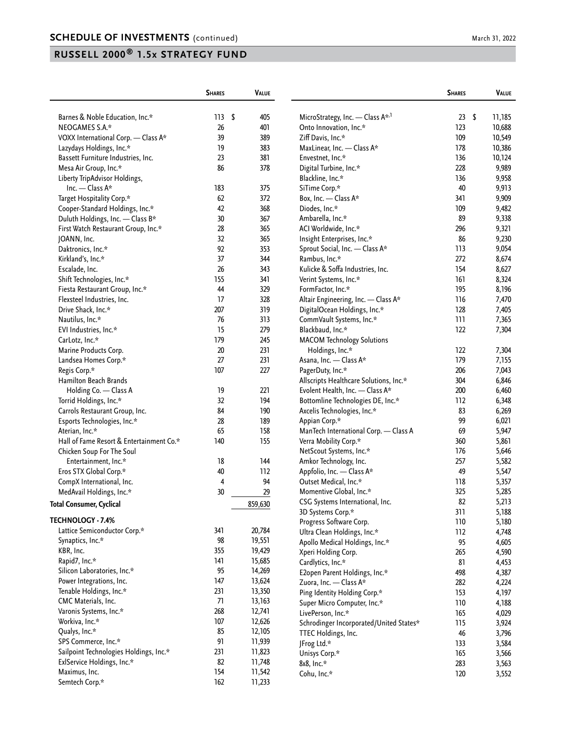## SCHEDULE OF INVESTMENTS (continued)

March 31, 2022

## RUSSELL 2000® 1.5x STRATEGY FUND

| | Shares | Value |
|---|---|---|
| Barnes & Noble Education, Inc.* | 113 | $ 405 |
| NEOGAMES S.A.* | 26 | 401 |
| VOXX International Corp. — Class A* | 39 | 389 |
| Lazydays Holdings, Inc.* | 19 | 383 |
| Bassett Furniture Industries, Inc. | 23 | 381 |
| Mesa Air Group, Inc.* | 86 | 378 |
| Liberty TripAdvisor Holdings, Inc. — Class A* | 183 | 375 |
| Target Hospitality Corp.* | 62 | 372 |
| Cooper-Standard Holdings, Inc.* | 42 | 368 |
| Duluth Holdings, Inc. — Class B* | 30 | 367 |
| First Watch Restaurant Group, Inc.* | 28 | 365 |
| JOANN, Inc. | 32 | 365 |
| Daktronics, Inc.* | 92 | 353 |
| Kirkland's, Inc.* | 37 | 344 |
| Escalade, Inc. | 26 | 343 |
| Shift Technologies, Inc.* | 155 | 341 |
| Fiesta Restaurant Group, Inc.* | 44 | 329 |
| Flexsteel Industries, Inc. | 17 | 328 |
| Drive Shack, Inc.* | 207 | 319 |
| Nautilus, Inc.* | 76 | 313 |
| EVI Industries, Inc.* | 15 | 279 |
| CarLotz, Inc.* | 179 | 245 |
| Marine Products Corp. | 20 | 231 |
| Landsea Homes Corp.* | 27 | 231 |
| Regis Corp.* | 107 | 227 |
| Hamilton Beach Brands Holding Co. — Class A | 19 | 221 |
| Torrid Holdings, Inc.* | 32 | 194 |
| Carrols Restaurant Group, Inc. | 84 | 190 |
| Esports Technologies, Inc.* | 28 | 189 |
| Aterian, Inc.* | 65 | 158 |
| Hall of Fame Resort & Entertainment Co.* | 140 | 155 |
| Chicken Soup For The Soul Entertainment, Inc.* | 18 | 144 |
| Eros STX Global Corp.* | 40 | 112 |
| CompX International, Inc. | 4 | 94 |
| MedAvail Holdings, Inc.* | 30 | 29 |
| **Total Consumer, Cyclical** | | 859,630 |
| **TECHNOLOGY - 7.4%** | | |
| Lattice Semiconductor Corp.* | 341 | 20,784 |
| Synaptics, Inc.* | 98 | 19,551 |
| KBR, Inc. | 355 | 19,429 |
| Rapid7, Inc.* | 141 | 15,685 |
| Silicon Laboratories, Inc.* | 95 | 14,269 |
| Power Integrations, Inc. | 147 | 13,624 |
| Tenable Holdings, Inc.* | 231 | 13,350 |
| CMC Materials, Inc. | 71 | 13,163 |
| Varonis Systems, Inc.* | 268 | 12,741 |
| Workiva, Inc.* | 107 | 12,626 |
| Qualys, Inc.* | 85 | 12,105 |
| SPS Commerce, Inc.* | 91 | 11,939 |
| Sailpoint Technologies Holdings, Inc.* | 231 | 11,823 |
| ExlService Holdings, Inc.* | 82 | 11,748 |
| Maximus, Inc. | 154 | 11,542 |
| Semtech Corp.* | 162 | 11,233 |
| MicroStrategy, Inc. — Class A*,[1] | 23 | $ 11,185 |
| Onto Innovation, Inc.* | 123 | 10,688 |
| Ziff Davis, Inc.* | 109 | 10,549 |
| MaxLinear, Inc. — Class A* | 178 | 10,386 |
| Envestnet, Inc.* | 136 | 10,124 |
| Digital Turbine, Inc.* | 228 | 9,989 |
| Blackline, Inc.* | 136 | 9,958 |
| SiTime Corp.* | 40 | 9,913 |
| Box, Inc. — Class A* | 341 | 9,909 |
| Diodes, Inc.* | 109 | 9,482 |
| Ambarella, Inc.* | 89 | 9,338 |
| ACI Worldwide, Inc.* | 296 | 9,321 |
| Insight Enterprises, Inc.* | 86 | 9,230 |
| Sprout Social, Inc. — Class A* | 113 | 9,054 |
| Rambus, Inc.* | 272 | 8,674 |
| Kulicke & Soffa Industries, Inc. | 154 | 8,627 |
| Verint Systems, Inc.* | 161 | 8,324 |
| FormFactor, Inc.* | 195 | 8,196 |
| Altair Engineering, Inc. — Class A* | 116 | 7,470 |
| DigitalOcean Holdings, Inc.* | 128 | 7,405 |
| CommVault Systems, Inc.* | 111 | 7,365 |
| Blackbaud, Inc.* | 122 | 7,304 |
| MACOM Technology Solutions Holdings, Inc.* | 122 | 7,304 |
| Asana, Inc. — Class A* | 179 | 7,155 |
| PagerDuty, Inc.* | 206 | 7,043 |
| Allscripts Healthcare Solutions, Inc.* | 304 | 6,846 |
| Evolent Health, Inc. — Class A* | 200 | 6,460 |
| Bottomline Technologies DE, Inc.* | 112 | 6,348 |
| Axcelis Technologies, Inc.* | 83 | 6,269 |
| Appian Corp.* | 99 | 6,021 |
| ManTech International Corp. — Class A | 69 | 5,947 |
| Verra Mobility Corp.* | 360 | 5,861 |
| NetScout Systems, Inc.* | 176 | 5,646 |
| Amkor Technology, Inc. | 257 | 5,582 |
| Appfolio, Inc. — Class A* | 49 | 5,547 |
| Outset Medical, Inc.* | 118 | 5,357 |
| Momentive Global, Inc.* | 325 | 5,285 |
| CSG Systems International, Inc. | 82 | 5,213 |
| 3D Systems Corp.* | 311 | 5,188 |
| Progress Software Corp. | 110 | 5,180 |
| Ultra Clean Holdings, Inc.* | 112 | 4,748 |
| Apollo Medical Holdings, Inc.* | 95 | 4,605 |
| Xperi Holding Corp. | 265 | 4,590 |
| Cardlytics, Inc.* | 81 | 4,453 |
| E2open Parent Holdings, Inc.* | 498 | 4,387 |
| Zuora, Inc. — Class A* | 282 | 4,224 |
| Ping Identity Holding Corp.* | 153 | 4,197 |
| Super Micro Computer, Inc.* | 110 | 4,188 |
| LivePerson, Inc.* | 165 | 4,029 |
| Schrodinger Incorporated/United States* | 115 | 3,924 |
| TTEC Holdings, Inc. | 46 | 3,796 |
| JFrog Ltd.* | 133 | 3,584 |
| Unisys Corp.* | 165 | 3,566 |
| 8x8, Inc.* | 283 | 3,563 |
| Cohu, Inc.* | 120 | 3,552 |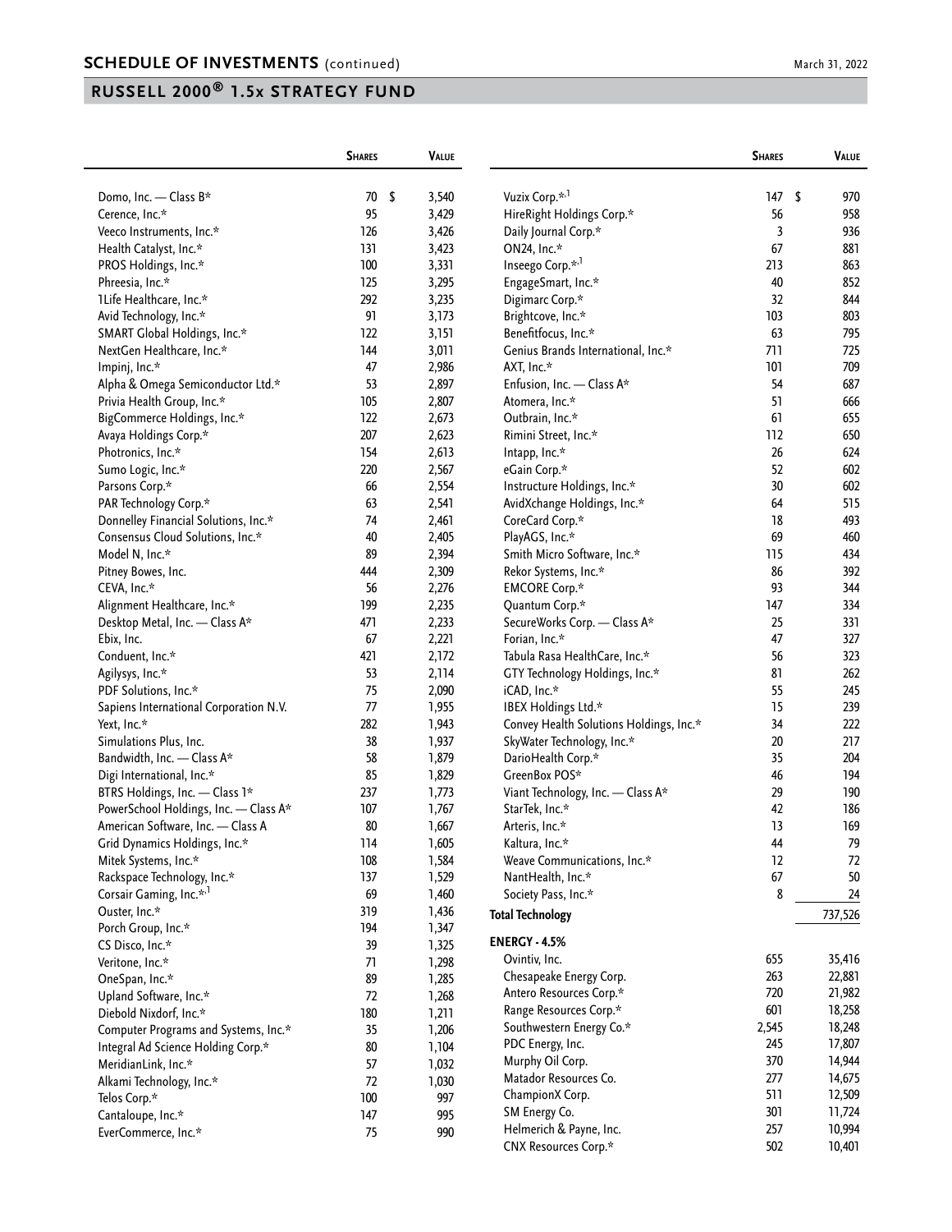## SCHEDULE OF INVESTMENTS (continued)

March 31, 2022

## RUSSELL 2000® 1.5x STRATEGY FUND

| | Shares | Value |
|---|---|---|
| Domo, Inc. — Class B* | 70 | $ 3,540 |
| Cerence, Inc.* | 95 | 3,429 |
| Veeco Instruments, Inc.* | 126 | 3,426 |
| Health Catalyst, Inc.* | 131 | 3,423 |
| PROS Holdings, Inc.* | 100 | 3,331 |
| Phreesia, Inc.* | 125 | 3,295 |
| 1Life Healthcare, Inc.* | 292 | 3,235 |
| Avid Technology, Inc.* | 91 | 3,173 |
| SMART Global Holdings, Inc.* | 122 | 3,151 |
| NextGen Healthcare, Inc.* | 144 | 3,011 |
| Impinj, Inc.* | 47 | 2,986 |
| Alpha & Omega Semiconductor Ltd.* | 53 | 2,897 |
| Privia Health Group, Inc.* | 105 | 2,807 |
| BigCommerce Holdings, Inc.* | 122 | 2,673 |
| Avaya Holdings Corp.* | 207 | 2,623 |
| Photronics, Inc.* | 154 | 2,613 |
| Sumo Logic, Inc.* | 220 | 2,567 |
| Parsons Corp.* | 66 | 2,554 |
| PAR Technology Corp.* | 63 | 2,541 |
| Donnelley Financial Solutions, Inc.* | 74 | 2,461 |
| Consensus Cloud Solutions, Inc.* | 40 | 2,405 |
| Model N, Inc.* | 89 | 2,394 |
| Pitney Bowes, Inc. | 444 | 2,309 |
| CEVA, Inc.* | 56 | 2,276 |
| Alignment Healthcare, Inc.* | 199 | 2,235 |
| Desktop Metal, Inc. — Class A* | 471 | 2,233 |
| Ebix, Inc. | 67 | 2,221 |
| Conduent, Inc.* | 421 | 2,172 |
| Agilysys, Inc.* | 53 | 2,114 |
| PDF Solutions, Inc.* | 75 | 2,090 |
| Sapiens International Corporation N.V. | 77 | 1,955 |
| Yext, Inc.* | 282 | 1,943 |
| Simulations Plus, Inc. | 38 | 1,937 |
| Bandwidth, Inc. — Class A* | 58 | 1,879 |
| Digi International, Inc.* | 85 | 1,829 |
| BTRS Holdings, Inc. — Class 1* | 237 | 1,773 |
| PowerSchool Holdings, Inc. — Class A* | 107 | 1,767 |
| American Software, Inc. — Class A | 80 | 1,667 |
| Grid Dynamics Holdings, Inc.* | 114 | 1,605 |
| Mitek Systems, Inc.* | 108 | 1,584 |
| Rackspace Technology, Inc.* | 137 | 1,529 |
| Corsair Gaming, Inc.*,[1] | 69 | 1,460 |
| Ouster, Inc.* | 319 | 1,436 |
| Porch Group, Inc.* | 194 | 1,347 |
| CS Disco, Inc.* | 39 | 1,325 |
| Veritone, Inc.* | 71 | 1,298 |
| OneSpan, Inc.* | 89 | 1,285 |
| Upland Software, Inc.* | 72 | 1,268 |
| Diebold Nixdorf, Inc.* | 180 | 1,211 |
| Computer Programs and Systems, Inc.* | 35 | 1,206 |
| Integral Ad Science Holding Corp.* | 80 | 1,104 |
| MeridianLink, Inc.* | 57 | 1,032 |
| Alkami Technology, Inc.* | 72 | 1,030 |
| Telos Corp.* | 100 | 997 |
| Cantaloupe, Inc.* | 147 | 995 |
| EverCommerce, Inc.* | 75 | 990 |
| Vuzix Corp.*,[1] | 147 | $ 970 |
| HireRight Holdings Corp.* | 56 | 958 |
| Daily Journal Corp.* | 3 | 936 |
| ON24, Inc.* | 67 | 881 |
| Inseego Corp.*,[1] | 213 | 863 |
| EngageSmart, Inc.* | 40 | 852 |
| Digimarc Corp.* | 32 | 844 |
| Brightcove, Inc.* | 103 | 803 |
| Benefitfocus, Inc.* | 63 | 795 |
| Genius Brands International, Inc.* | 711 | 725 |
| AXT, Inc.* | 101 | 709 |
| Enfusion, Inc. — Class A* | 54 | 687 |
| Atomera, Inc.* | 51 | 666 |
| Outbrain, Inc.* | 61 | 655 |
| Rimini Street, Inc.* | 112 | 650 |
| Intapp, Inc.* | 26 | 624 |
| eGain Corp.* | 52 | 602 |
| Instructure Holdings, Inc.* | 30 | 602 |
| AvidXchange Holdings, Inc.* | 64 | 515 |
| CoreCard Corp.* | 18 | 493 |
| PlayAGS, Inc.* | 69 | 460 |
| Smith Micro Software, Inc.* | 115 | 434 |
| Rekor Systems, Inc.* | 86 | 392 |
| EMCORE Corp.* | 93 | 344 |
| Quantum Corp.* | 147 | 334 |
| SecureWorks Corp. — Class A* | 25 | 331 |
| Forian, Inc.* | 47 | 327 |
| Tabula Rasa HealthCare, Inc.* | 56 | 323 |
| GTY Technology Holdings, Inc.* | 81 | 262 |
| iCAD, Inc.* | 55 | 245 |
| IBEX Holdings Ltd.* | 15 | 239 |
| Convey Health Solutions Holdings, Inc.* | 34 | 222 |
| SkyWater Technology, Inc.* | 20 | 217 |
| DarioHealth Corp.* | 35 | 204 |
| GreenBox POS* | 46 | 194 |
| Viant Technology, Inc. — Class A* | 29 | 190 |
| StarTek, Inc.* | 42 | 186 |
| Arteris, Inc.* | 13 | 169 |
| Kaltura, Inc.* | 44 | 79 |
| Weave Communications, Inc.* | 12 | 72 |
| NantHealth, Inc.* | 67 | 50 |
| Society Pass, Inc.* | 8 | 24 |
| **Total Technology** | | 737,526 |
| **ENERGY - 4.5%** | | |
| Ovintiv, Inc. | 655 | 35,416 |
| Chesapeake Energy Corp. | 263 | 22,881 |
| Antero Resources Corp.* | 720 | 21,982 |
| Range Resources Corp.* | 601 | 18,258 |
| Southwestern Energy Co.* | 2,545 | 18,248 |
| PDC Energy, Inc. | 245 | 17,807 |
| Murphy Oil Corp. | 370 | 14,944 |
| Matador Resources Co. | 277 | 14,675 |
| ChampionX Corp. | 511 | 12,509 |
| SM Energy Co. | 301 | 11,724 |
| Helmerich & Payne, Inc. | 257 | 10,994 |
| CNX Resources Corp.* | 502 | 10,401 |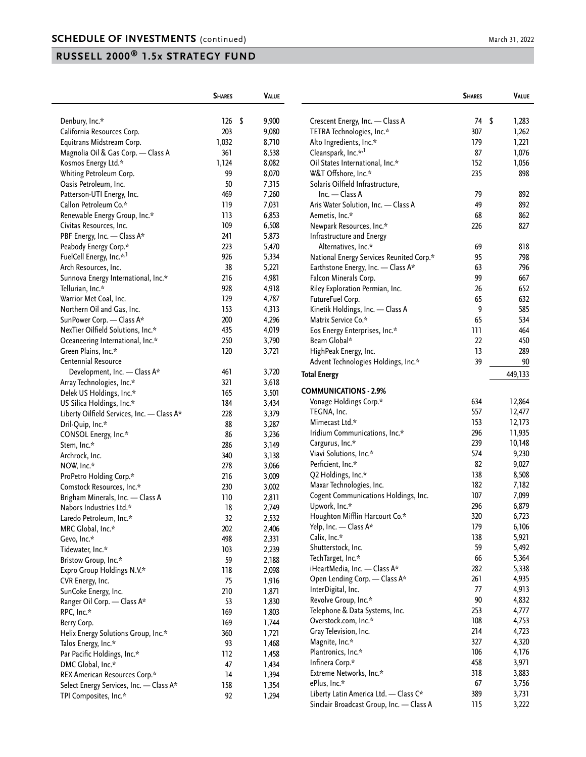## SCHEDULE OF INVESTMENTS (continued)

March 31, 2022

## RUSSELL 2000® 1.5x STRATEGY FUND

| | Shares | Value |
|---|---|---|
| Denbury, Inc.* | 126 | $ 9,900 |
| California Resources Corp. | 203 | 9,080 |
| Equitrans Midstream Corp. | 1,032 | 8,710 |
| Magnolia Oil & Gas Corp. — Class A | 361 | 8,538 |
| Kosmos Energy Ltd.* | 1,124 | 8,082 |
| Whiting Petroleum Corp. | 99 | 8,070 |
| Oasis Petroleum, Inc. | 50 | 7,315 |
| Patterson-UTI Energy, Inc. | 469 | 7,260 |
| Callon Petroleum Co.* | 119 | 7,031 |
| Renewable Energy Group, Inc.* | 113 | 6,853 |
| Civitas Resources, Inc. | 109 | 6,508 |
| PBF Energy, Inc. — Class A* | 241 | 5,873 |
| Peabody Energy Corp.* | 223 | 5,470 |
| FuelCell Energy, Inc.*,[1] | 926 | 5,334 |
| Arch Resources, Inc. | 38 | 5,221 |
| Sunnova Energy International, Inc.* | 216 | 4,981 |
| Tellurian, Inc.* | 928 | 4,918 |
| Warrior Met Coal, Inc. | 129 | 4,787 |
| Northern Oil and Gas, Inc. | 153 | 4,313 |
| SunPower Corp. — Class A* | 200 | 4,296 |
| NexTier Oilfield Solutions, Inc.* | 435 | 4,019 |
| Oceaneering International, Inc.* | 250 | 3,790 |
| Green Plains, Inc.* | 120 | 3,721 |
| Centennial Resource Development, Inc. — Class A* | 461 | 3,720 |
| Array Technologies, Inc.* | 321 | 3,618 |
| Delek US Holdings, Inc.* | 165 | 3,501 |
| US Silica Holdings, Inc.* | 184 | 3,434 |
| Liberty Oilfield Services, Inc. — Class A* | 228 | 3,379 |
| Dril-Quip, Inc.* | 88 | 3,287 |
| CONSOL Energy, Inc.* | 86 | 3,236 |
| Stem, Inc.* | 286 | 3,149 |
| Archrock, Inc. | 340 | 3,138 |
| NOW, Inc.* | 278 | 3,066 |
| ProPetro Holding Corp.* | 216 | 3,009 |
| Comstock Resources, Inc.* | 230 | 3,002 |
| Brigham Minerals, Inc. — Class A | 110 | 2,811 |
| Nabors Industries Ltd.* | 18 | 2,749 |
| Laredo Petroleum, Inc.* | 32 | 2,532 |
| MRC Global, Inc.* | 202 | 2,406 |
| Gevo, Inc.* | 498 | 2,331 |
| Tidewater, Inc.* | 103 | 2,239 |
| Bristow Group, Inc.* | 59 | 2,188 |
| Expro Group Holdings N.V.* | 118 | 2,098 |
| CVR Energy, Inc. | 75 | 1,916 |
| SunCoke Energy, Inc. | 210 | 1,871 |
| Ranger Oil Corp. — Class A* | 53 | 1,830 |
| RPC, Inc.* | 169 | 1,803 |
| Berry Corp. | 169 | 1,744 |
| Helix Energy Solutions Group, Inc.* | 360 | 1,721 |
| Talos Energy, Inc.* | 93 | 1,468 |
| Par Pacific Holdings, Inc.* | 112 | 1,458 |
| DMC Global, Inc.* | 47 | 1,434 |
| REX American Resources Corp.* | 14 | 1,394 |
| Select Energy Services, Inc. — Class A* | 158 | 1,354 |
| TPI Composites, Inc.* | 92 | 1,294 |
| Crescent Energy, Inc. — Class A | 74 | $ 1,283 |
| TETRA Technologies, Inc.* | 307 | 1,262 |
| Alto Ingredients, Inc.* | 179 | 1,221 |
| Cleanspark, Inc.*,[1] | 87 | 1,076 |
| Oil States International, Inc.* | 152 | 1,056 |
| W&T Offshore, Inc.* | 235 | 898 |
| Solaris Oilfield Infrastructure, Inc. — Class A | 79 | 892 |
| Aris Water Solution, Inc. — Class A | 49 | 892 |
| Aemetis, Inc.* | 68 | 862 |
| Newpark Resources, Inc.* | 226 | 827 |
| Infrastructure and Energy Alternatives, Inc.* | 69 | 818 |
| National Energy Services Reunited Corp.* | 95 | 798 |
| Earthstone Energy, Inc. — Class A* | 63 | 796 |
| Falcon Minerals Corp. | 99 | 667 |
| Riley Exploration Permian, Inc. | 26 | 652 |
| FutureFuel Corp. | 65 | 632 |
| Kinetik Holdings, Inc. — Class A | 9 | 585 |
| Matrix Service Co.* | 65 | 534 |
| Eos Energy Enterprises, Inc.* | 111 | 464 |
| Beam Global* | 22 | 450 |
| HighPeak Energy, Inc. | 13 | 289 |
| Advent Technologies Holdings, Inc.* | 39 | 90 |
| **Total Energy** | | 449,133 |
| **COMMUNICATIONS - 2.9%** | | |
| Vonage Holdings Corp.* | 634 | 12,864 |
| TEGNA, Inc. | 557 | 12,477 |
| Mimecast Ltd.* | 153 | 12,173 |
| Iridium Communications, Inc.* | 296 | 11,935 |
| Cargurus, Inc.* | 239 | 10,148 |
| Viavi Solutions, Inc.* | 574 | 9,230 |
| Perficient, Inc.* | 82 | 9,027 |
| Q2 Holdings, Inc.* | 138 | 8,508 |
| Maxar Technologies, Inc. | 182 | 7,182 |
| Cogent Communications Holdings, Inc. | 107 | 7,099 |
| Upwork, Inc.* | 296 | 6,879 |
| Houghton Mifflin Harcourt Co.* | 320 | 6,723 |
| Yelp, Inc. — Class A* | 179 | 6,106 |
| Calix, Inc.* | 138 | 5,921 |
| Shutterstock, Inc. | 59 | 5,492 |
| TechTarget, Inc.* | 66 | 5,364 |
| iHeartMedia, Inc. — Class A* | 282 | 5,338 |
| Open Lending Corp. — Class A* | 261 | 4,935 |
| InterDigital, Inc. | 77 | 4,913 |
| Revolve Group, Inc.* | 90 | 4,832 |
| Telephone & Data Systems, Inc. | 253 | 4,777 |
| Overstock.com, Inc.* | 108 | 4,753 |
| Gray Television, Inc. | 214 | 4,723 |
| Magnite, Inc.* | 327 | 4,320 |
| Plantronics, Inc.* | 106 | 4,176 |
| Infinera Corp.* | 458 | 3,971 |
| Extreme Networks, Inc.* | 318 | 3,883 |
| ePlus, Inc.* | 67 | 3,756 |
| Liberty Latin America Ltd. — Class C* | 389 | 3,731 |
| Sinclair Broadcast Group, Inc. — Class A | 115 | 3,222 |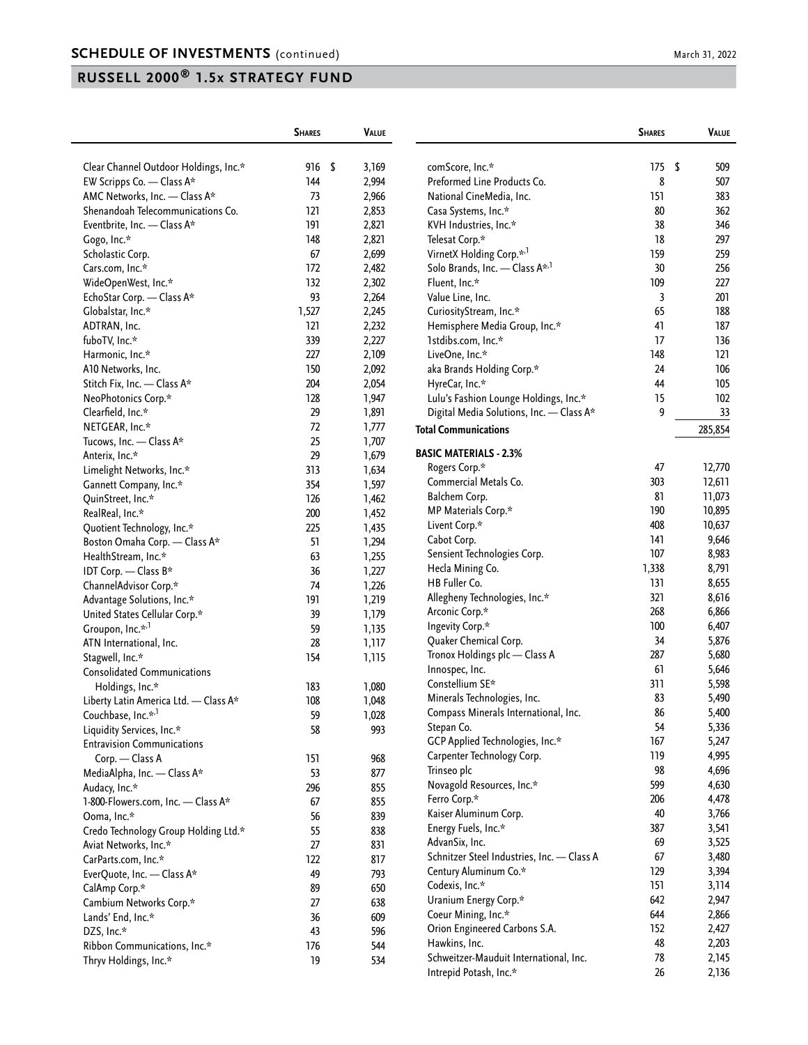## SCHEDULE OF INVESTMENTS (continued)

March 31, 2022

## RUSSELL 2000® 1.5x STRATEGY FUND

| | Shares | Value |
|---|---|---|
| Clear Channel Outdoor Holdings, Inc.* | 916 | $ 3,169 |
| EW Scripps Co. — Class A* | 144 | 2,994 |
| AMC Networks, Inc. — Class A* | 73 | 2,966 |
| Shenandoah Telecommunications Co. | 121 | 2,853 |
| Eventbrite, Inc. — Class A* | 191 | 2,821 |
| Gogo, Inc.* | 148 | 2,821 |
| Scholastic Corp. | 67 | 2,699 |
| Cars.com, Inc.* | 172 | 2,482 |
| WideOpenWest, Inc.* | 132 | 2,302 |
| EchoStar Corp. — Class A* | 93 | 2,264 |
| Globalstar, Inc.* | 1,527 | 2,245 |
| ADTRAN, Inc. | 121 | 2,232 |
| fuboTV, Inc.* | 339 | 2,227 |
| Harmonic, Inc.* | 227 | 2,109 |
| A10 Networks, Inc. | 150 | 2,092 |
| Stitch Fix, Inc. — Class A* | 204 | 2,054 |
| NeoPhotonics Corp.* | 128 | 1,947 |
| Clearfield, Inc.* | 29 | 1,891 |
| NETGEAR, Inc.* | 72 | 1,777 |
| Tucows, Inc. — Class A* | 25 | 1,707 |
| Anterix, Inc.* | 29 | 1,679 |
| Limelight Networks, Inc.* | 313 | 1,634 |
| Gannett Company, Inc.* | 354 | 1,597 |
| QuinStreet, Inc.* | 126 | 1,462 |
| RealReal, Inc.* | 200 | 1,452 |
| Quotient Technology, Inc.* | 225 | 1,435 |
| Boston Omaha Corp. — Class A* | 51 | 1,294 |
| HealthStream, Inc.* | 63 | 1,255 |
| IDT Corp. — Class B* | 36 | 1,227 |
| ChannelAdvisor Corp.* | 74 | 1,226 |
| Advantage Solutions, Inc.* | 191 | 1,219 |
| United States Cellular Corp.* | 39 | 1,179 |
| Groupon, Inc.*,[1] | 59 | 1,135 |
| ATN International, Inc. | 28 | 1,117 |
| Stagwell, Inc.* | 154 | 1,115 |
| Consolidated Communications Holdings, Inc.* | 183 | 1,080 |
| Liberty Latin America Ltd. — Class A* | 108 | 1,048 |
| Couchbase, Inc.*,[1] | 59 | 1,028 |
| Liquidity Services, Inc.* | 58 | 993 |
| Entravision Communications Corp. — Class A | 151 | 968 |
| MediaAlpha, Inc. — Class A* | 53 | 877 |
| Audacy, Inc.* | 296 | 855 |
| 1-800-Flowers.com, Inc. — Class A* | 67 | 855 |
| Ooma, Inc.* | 56 | 839 |
| Credo Technology Group Holding Ltd.* | 55 | 838 |
| Aviat Networks, Inc.* | 27 | 831 |
| CarParts.com, Inc.* | 122 | 817 |
| EverQuote, Inc. — Class A* | 49 | 793 |
| CalAmp Corp.* | 89 | 650 |
| Cambium Networks Corp.* | 27 | 638 |
| Lands' End, Inc.* | 36 | 609 |
| DZS, Inc.* | 43 | 596 |
| Ribbon Communications, Inc.* | 176 | 544 |
| Thryv Holdings, Inc.* | 19 | 534 |
| comScore, Inc.* | 175 | $ 509 |
| Preformed Line Products Co. | 8 | 507 |
| National CineMedia, Inc. | 151 | 383 |
| Casa Systems, Inc.* | 80 | 362 |
| KVH Industries, Inc.* | 38 | 346 |
| Telesat Corp.* | 18 | 297 |
| VirnetX Holding Corp.*,[1] | 159 | 259 |
| Solo Brands, Inc. — Class A*,[1] | 30 | 256 |
| Fluent, Inc.* | 109 | 227 |
| Value Line, Inc. | 3 | 201 |
| CuriosityStream, Inc.* | 65 | 188 |
| Hemisphere Media Group, Inc.* | 41 | 187 |
| 1stdibs.com, Inc.* | 17 | 136 |
| LiveOne, Inc.* | 148 | 121 |
| aka Brands Holding Corp.* | 24 | 106 |
| HyreCar, Inc.* | 44 | 105 |
| Lulu's Fashion Lounge Holdings, Inc.* | 15 | 102 |
| Digital Media Solutions, Inc. — Class A* | 9 | 33 |
| **Total Communications** | | 285,854 |
| **BASIC MATERIALS - 2.3%** | | |
| Rogers Corp.* | 47 | 12,770 |
| Commercial Metals Co. | 303 | 12,611 |
| Balchem Corp. | 81 | 11,073 |
| MP Materials Corp.* | 190 | 10,895 |
| Livent Corp.* | 408 | 10,637 |
| Cabot Corp. | 141 | 9,646 |
| Sensient Technologies Corp. | 107 | 8,983 |
| Hecla Mining Co. | 1,338 | 8,791 |
| HB Fuller Co. | 131 | 8,655 |
| Allegheny Technologies, Inc.* | 321 | 8,616 |
| Arconic Corp.* | 268 | 6,866 |
| Ingevity Corp.* | 100 | 6,407 |
| Quaker Chemical Corp. | 34 | 5,876 |
| Tronox Holdings plc — Class A | 287 | 5,680 |
| Innospec, Inc. | 61 | 5,646 |
| Constellium SE* | 311 | 5,598 |
| Minerals Technologies, Inc. | 83 | 5,490 |
| Compass Minerals International, Inc. | 86 | 5,400 |
| Stepan Co. | 54 | 5,336 |
| GCP Applied Technologies, Inc.* | 167 | 5,247 |
| Carpenter Technology Corp. | 119 | 4,995 |
| Trinseo plc | 98 | 4,696 |
| Novagold Resources, Inc.* | 599 | 4,630 |
| Ferro Corp.* | 206 | 4,478 |
| Kaiser Aluminum Corp. | 40 | 3,766 |
| Energy Fuels, Inc.* | 387 | 3,541 |
| AdvanSix, Inc. | 69 | 3,525 |
| Schnitzer Steel Industries, Inc. — Class A | 67 | 3,480 |
| Century Aluminum Co.* | 129 | 3,394 |
| Codexis, Inc.* | 151 | 3,114 |
| Uranium Energy Corp.* | 642 | 2,947 |
| Coeur Mining, Inc.* | 644 | 2,866 |
| Orion Engineered Carbons S.A. | 152 | 2,427 |
| Hawkins, Inc. | 48 | 2,203 |
| Schweitzer-Mauduit International, Inc. | 78 | 2,145 |
| Intrepid Potash, Inc.* | 26 | 2,136 |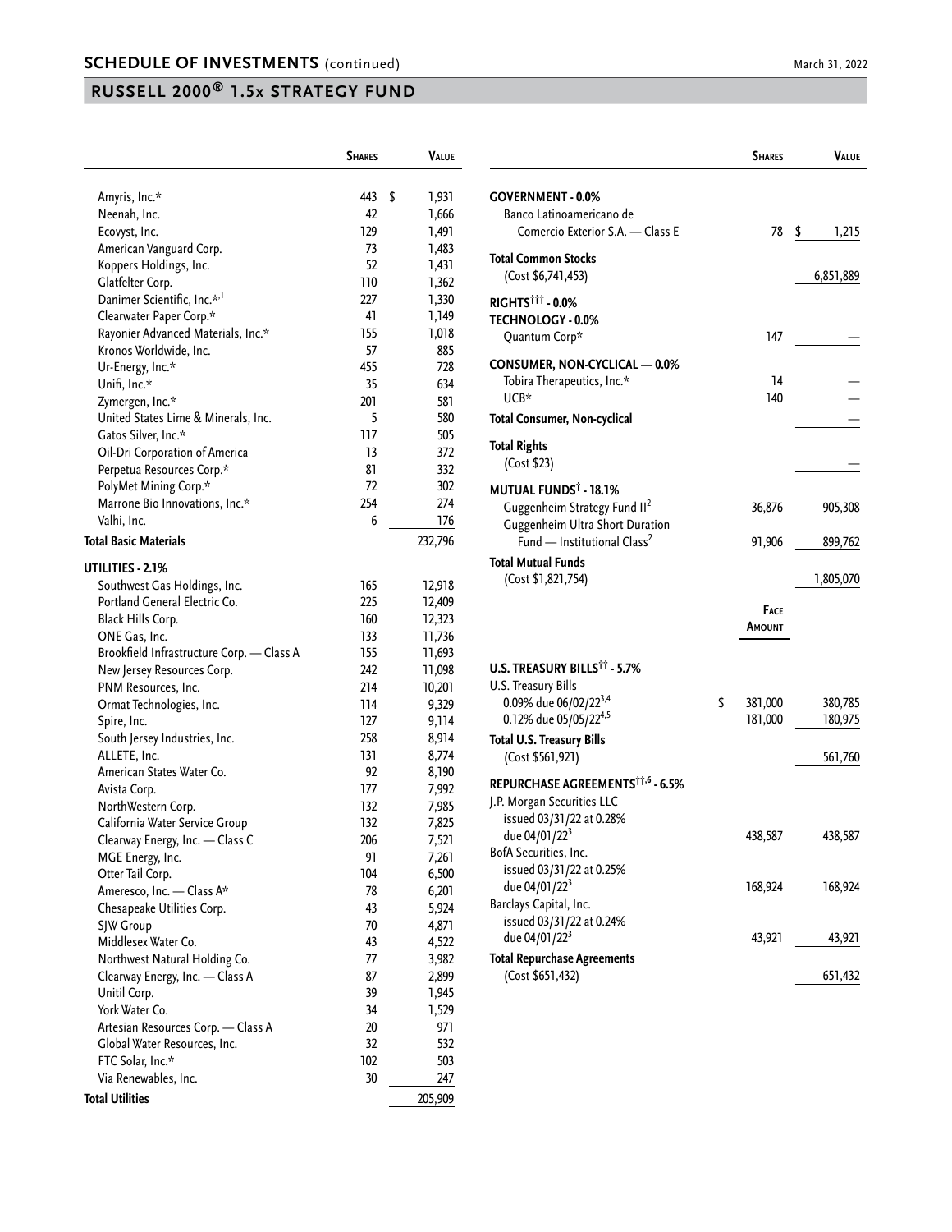## SCHEDULE OF INVESTMENTS (continued)

March 31, 2022

## RUSSELL 2000® 1.5x STRATEGY FUND

| | Shares | Value |
|---|---|---|
| Amyris, Inc.* | 443 | $ 1,931 |
| Neenah, Inc. | 42 | 1,666 |
| Ecovyst, Inc. | 129 | 1,491 |
| American Vanguard Corp. | 73 | 1,483 |
| Koppers Holdings, Inc. | 52 | 1,431 |
| Glatfelter Corp. | 110 | 1,362 |
| Danimer Scientific, Inc.*,[1] | 227 | 1,330 |
| Clearwater Paper Corp.* | 41 | 1,149 |
| Rayonier Advanced Materials, Inc.* | 155 | 1,018 |
| Kronos Worldwide, Inc. | 57 | 885 |
| Ur-Energy, Inc.* | 455 | 728 |
| Unifi, Inc.* | 35 | 634 |
| Zymergen, Inc.* | 201 | 581 |
| United States Lime & Minerals, Inc. | 5 | 580 |
| Gatos Silver, Inc.* | 117 | 505 |
| Oil-Dri Corporation of America | 13 | 372 |
| Perpetua Resources Corp.* | 81 | 332 |
| PolyMet Mining Corp.* | 72 | 302 |
| Marrone Bio Innovations, Inc.* | 254 | 274 |
| Valhi, Inc. | 6 | 176 |
| **Total Basic Materials** | | 232,796 |
| **UTILITIES - 2.1%** | | |
| Southwest Gas Holdings, Inc. | 165 | 12,918 |
| Portland General Electric Co. | 225 | 12,409 |
| Black Hills Corp. | 160 | 12,323 |
| ONE Gas, Inc. | 133 | 11,736 |
| Brookfield Infrastructure Corp. — Class A | 155 | 11,693 |
| New Jersey Resources Corp. | 242 | 11,098 |
| PNM Resources, Inc. | 214 | 10,201 |
| Ormat Technologies, Inc. | 114 | 9,329 |
| Spire, Inc. | 127 | 9,114 |
| South Jersey Industries, Inc. | 258 | 8,914 |
| ALLETE, Inc. | 131 | 8,774 |
| American States Water Co. | 92 | 8,190 |
| Avista Corp. | 177 | 7,992 |
| NorthWestern Corp. | 132 | 7,985 |
| California Water Service Group | 132 | 7,825 |
| Clearway Energy, Inc. — Class C | 206 | 7,521 |
| MGE Energy, Inc. | 91 | 7,261 |
| Otter Tail Corp. | 104 | 6,500 |
| Ameresco, Inc. — Class A* | 78 | 6,201 |
| Chesapeake Utilities Corp. | 43 | 5,924 |
| SJW Group | 70 | 4,871 |
| Middlesex Water Co. | 43 | 4,522 |
| Northwest Natural Holding Co. | 77 | 3,982 |
| Clearway Energy, Inc. — Class A | 87 | 2,899 |
| Unitil Corp. | 39 | 1,945 |
| York Water Co. | 34 | 1,529 |
| Artesian Resources Corp. — Class A | 20 | 971 |
| Global Water Resources, Inc. | 32 | 532 |
| FTC Solar, Inc.* | 102 | 503 |
| Via Renewables, Inc. | 30 | 247 |
| **Total Utilities** | | 205,909 |

| | Shares | Value |
|---|---|---|
| **GOVERNMENT - 0.0%** | | |
| Banco Latinoamericano de Comercio Exterior S.A. — Class E | 78 | $ 1,215 |
| **Total Common Stocks** (Cost $6,741,453) | | 6,851,889 |
| **RIGHTS†††- 0.0%** | | |
| **TECHNOLOGY - 0.0%** | | |
| Quantum Corp* | 147 | — |
| **CONSUMER, NON-CYCLICAL — 0.0%** | | |
| Tobira Therapeutics, Inc.* | 14 | — |
| UCB* | 140 | — |
| **Total Consumer, Non-cyclical** | | — |
| **Total Rights** (Cost $23) | | — |
| **MUTUAL FUNDS† - 18.1%** | | |
| Guggenheim Strategy Fund II[2] | 36,876 | 905,308 |
| Guggenheim Ultra Short Duration Fund — Institutional Class[2] | 91,906 | 899,762 |
| **Total Mutual Funds** (Cost $1,821,754) | | 1,805,070 |

| | Face Amount | Value |
|---|---|---|
| **U.S. TREASURY BILLS†† - 5.7%** | | |
| U.S. Treasury Bills | | |
| 0.09% due 06/02/22[3,4] | $ 381,000 | 380,785 |
| 0.12% due 05/05/22[4,5] | 181,000 | 180,975 |
| **Total U.S. Treasury Bills** (Cost $561,921) | | 561,760 |
| **REPURCHASE AGREEMENTS††,6 - 6.5%** | | |
| J.P. Morgan Securities LLC issued 03/31/22 at 0.28% due 04/01/22[3] | 438,587 | 438,587 |
| BofA Securities, Inc. issued 03/31/22 at 0.25% due 04/01/22[3] | 168,924 | 168,924 |
| Barclays Capital, Inc. issued 03/31/22 at 0.24% due 04/01/22[3] | 43,921 | 43,921 |
| **Total Repurchase Agreements** (Cost $651,432) | | 651,432 |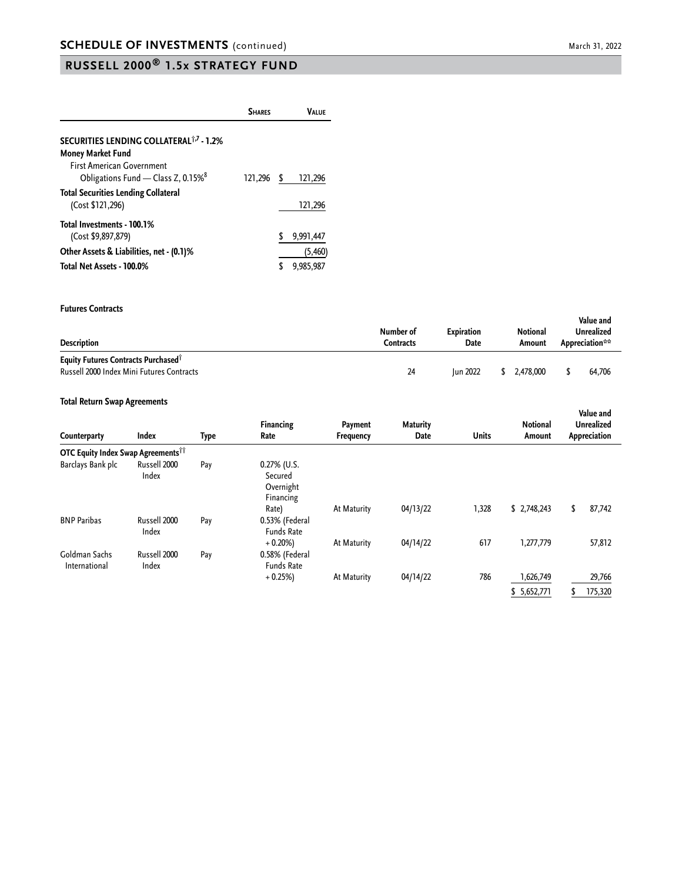## SCHEDULE OF INVESTMENTS (continued)

## RUSSELL 2000® 1.5x STRATEGY FUND

| | Shares | Value |
|---|---|---|
| **SECURITIES LENDING COLLATERAL[†,7] - 1.2%** | | |
| **Money Market Fund** | | |
| First American Government Obligations Fund — Class Z, 0.15%[8] | 121,296 | $ 121,296 |
| **Total Securities Lending Collateral** (Cost $121,296) | | 121,296 |
| **Total Investments - 100.1%** (Cost $9,897,879) | | $ 9,991,447 |
| **Other Assets & Liabilities, net - (0.1)%** | | (5,460) |
| **Total Net Assets - 100.0%** | | $ 9,985,987 |

**Futures Contracts**

| Description | Number of Contracts | Expiration Date | Notional Amount | Value and Unrealized Appreciation** |
|---|---|---|---|---|
| **Equity Futures Contracts Purchased[†]** | | | | |
| Russell 2000 Index Mini Futures Contracts | 24 | Jun 2022 | $ 2,478,000 | $ 64,706 |

**Total Return Swap Agreements**

| Counterparty | Index | Type | Financing Rate | Payment Frequency | Maturity Date | Units | Notional Amount | Value and Unrealized Appreciation |
|---|---|---|---|---|---|---|---|---|
| **OTC Equity Index Swap Agreements[††]** | | | | | | | | |
| Barclays Bank plc | Russell 2000 Index | Pay | 0.27% (U.S. Secured Overnight Financing Rate) | At Maturity | 04/13/22 | 1,328 | $ 2,748,243 | $ 87,742 |
| BNP Paribas | Russell 2000 Index | Pay | 0.53% (Federal Funds Rate + 0.20%) | At Maturity | 04/14/22 | 617 | 1,277,779 | 57,812 |
| Goldman Sachs International | Russell 2000 Index | Pay | 0.58% (Federal Funds Rate + 0.25%) | At Maturity | 04/14/22 | 786 | 1,626,749 | 29,766 |
| | | | | | | | $ 5,652,771 | $ 175,320 |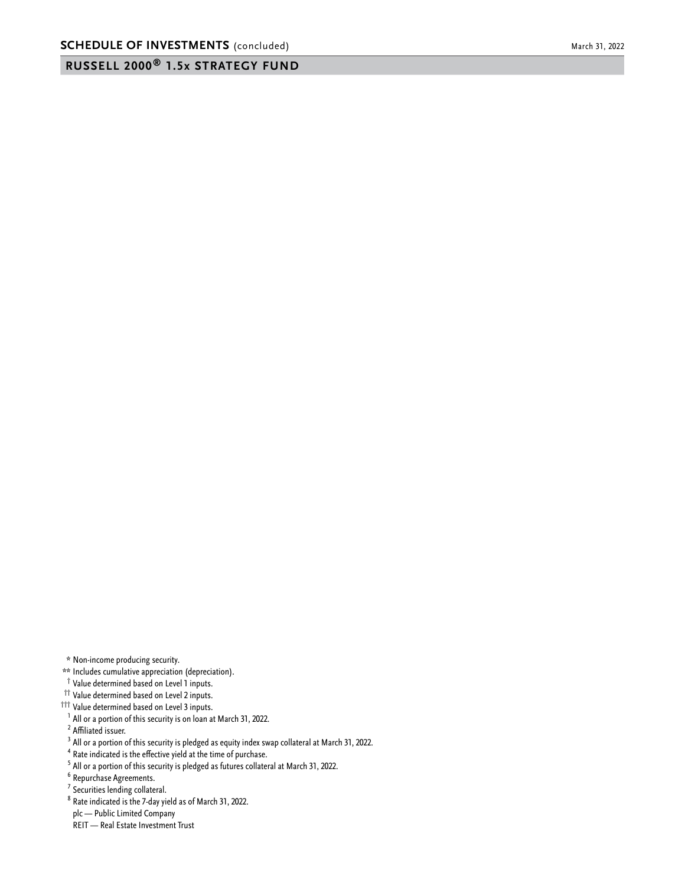## SCHEDULE OF INVESTMENTS (concluded)

## RUSSELL 2000® 1.5x STRATEGY FUND

* Non-income producing security.

** Includes cumulative appreciation (depreciation).

† Value determined based on Level 1 inputs.

†† Value determined based on Level 2 inputs.

††† Value determined based on Level 3 inputs.

[1] All or a portion of this security is on loan at March 31, 2022.

[2] Affiliated issuer.

[3] All or a portion of this security is pledged as equity index swap collateral at March 31, 2022.

[4] Rate indicated is the effective yield at the time of purchase.

[5] All or a portion of this security is pledged as futures collateral at March 31, 2022.

[6] Repurchase Agreements.

[7] Securities lending collateral.

[8] Rate indicated is the 7-day yield as of March 31, 2022.

plc — Public Limited Company

REIT — Real Estate Investment Trust